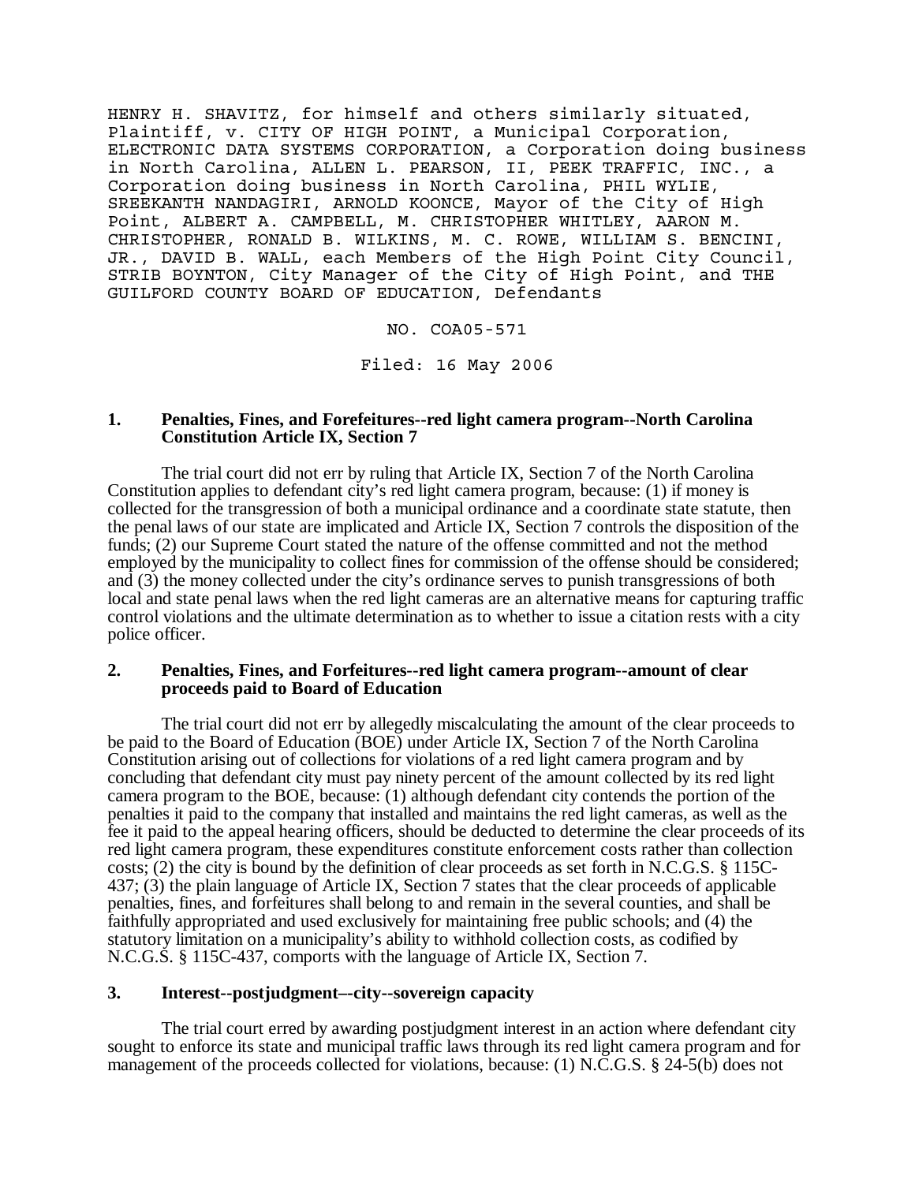HENRY H. SHAVITZ, for himself and others similarly situated, Plaintiff, v. CITY OF HIGH POINT, a Municipal Corporation, ELECTRONIC DATA SYSTEMS CORPORATION, a Corporation doing business in North Carolina, ALLEN L. PEARSON, II, PEEK TRAFFIC, INC., a Corporation doing business in North Carolina, PHIL WYLIE, SREEKANTH NANDAGIRI, ARNOLD KOONCE, Mayor of the City of High Point, ALBERT A. CAMPBELL, M. CHRISTOPHER WHITLEY, AARON M. CHRISTOPHER, RONALD B. WILKINS, M. C. ROWE, WILLIAM S. BENCINI, JR., DAVID B. WALL, each Members of the High Point City Council, STRIB BOYNTON, City Manager of the City of High Point, and THE GUILFORD COUNTY BOARD OF EDUCATION, Defendants

NO. COA05-571

Filed: 16 May 2006

**1. Penalties, Fines, and Forefeitures--red light camera program--North Carolina Constitution Article IX, Section 7**

The trial court did not err by ruling that Article IX, Section 7 of the North Carolina Constitution applies to defendant city's red light camera program, because: (1) if money is collected for the transgression of both a municipal ordinance and a coordinate state statute, then the penal laws of our state are implicated and Article IX, Section 7 controls the disposition of the funds; (2) our Supreme Court stated the nature of the offense committed and not the method employed by the municipality to collect fines for commission of the offense should be considered; and (3) the money collected under the city's ordinance serves to punish transgressions of both local and state penal laws when the red light cameras are an alternative means for capturing traffic control violations and the ultimate determination as to whether to issue a citation rests with a city police officer.

**2. Penalties, Fines, and Forfeitures--red light camera program--amount of clear proceeds paid to Board of Education**

The trial court did not err by allegedly miscalculating the amount of the clear proceeds to be paid to the Board of Education (BOE) under Article IX, Section 7 of the North Carolina Constitution arising out of collections for violations of a red light camera program and by concluding that defendant city must pay ninety percent of the amount collected by its red light camera program to the BOE, because: (1) although defendant city contends the portion of the penalties it paid to the company that installed and maintains the red light cameras, as well as the fee it paid to the appeal hearing officers, should be deducted to determine the clear proceeds of its red light camera program, these expenditures constitute enforcement costs rather than collection costs; (2) the city is bound by the definition of clear proceeds as set forth in N.C.G.S. § 115C-437; (3) the plain language of Article IX, Section 7 states that the clear proceeds of applicable penalties, fines, and forfeitures shall belong to and remain in the several counties, and shall be faithfully appropriated and used exclusively for maintaining free public schools; and (4) the statutory limitation on a municipality's ability to withhold collection costs, as codified by N.C.G.S. § 115C-437, comports with the language of Article IX, Section 7.

**3. Interest--postjudgment–-city--sovereign capacity**

The trial court erred by awarding postjudgment interest in an action where defendant city sought to enforce its state and municipal traffic laws through its red light camera program and for management of the proceeds collected for violations, because: (1) N.C.G.S. § 24-5(b) does not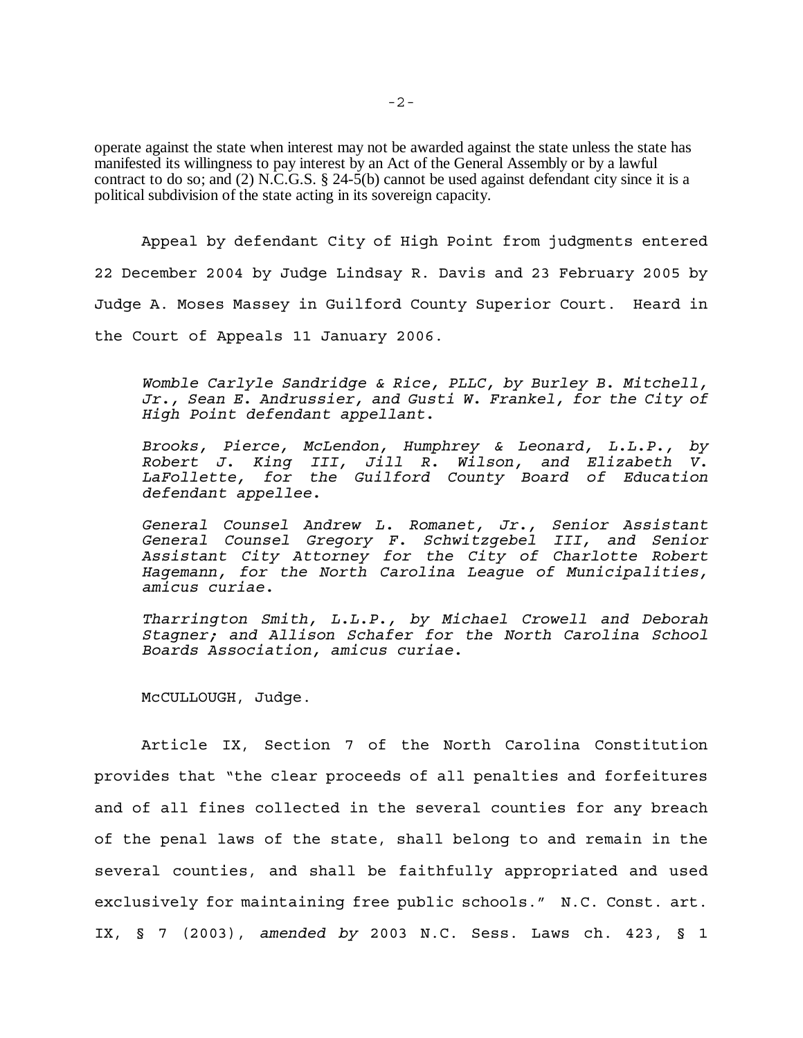operate against the state when interest may not be awarded against the state unless the state has manifested its willingness to pay interest by an Act of the General Assembly or by a lawful contract to do so; and (2) N.C.G.S. § 24-5(b) cannot be used against defendant city since it is a political subdivision of the state acting in its sovereign capacity.

Appeal by defendant City of High Point from judgments entered 22 December 2004 by Judge Lindsay R. Davis and 23 February 2005 by Judge A. Moses Massey in Guilford County Superior Court. Heard in the Court of Appeals 11 January 2006.

*Womble Carlyle Sandridge & Rice, PLLC, by Burley B. Mitchell, Jr., Sean E. Andrussier, and Gusti W. Frankel, for the City of High Point defendant appellant.*

*Brooks, Pierce, McLendon, Humphrey & Leonard, L.L.P., by Robert J. King III, Jill R. Wilson, and Elizabeth V. LaFollette, for the Guilford County Board of Education defendant appellee.*

*General Counsel Andrew L. Romanet, Jr., Senior Assistant General Counsel Gregory F. Schwitzgebel III, and Senior Assistant City Attorney for the City of Charlotte Robert Hagemann, for the North Carolina League of Municipalities, amicus curiae.*

*Tharrington Smith, L.L.P., by Michael Crowell and Deborah Stagner; and Allison Schafer for the North Carolina School Boards Association, amicus curiae.*

McCULLOUGH, Judge.

Article IX, Section 7 of the North Carolina Constitution provides that "the clear proceeds of all penalties and forfeitures and of all fines collected in the several counties for any breach of the penal laws of the state, shall belong to and remain in the several counties, and shall be faithfully appropriated and used exclusively for maintaining free public schools." N.C. Const. art. IX, § 7 (2003), *amended by* 2003 N.C. Sess. Laws ch. 423, § 1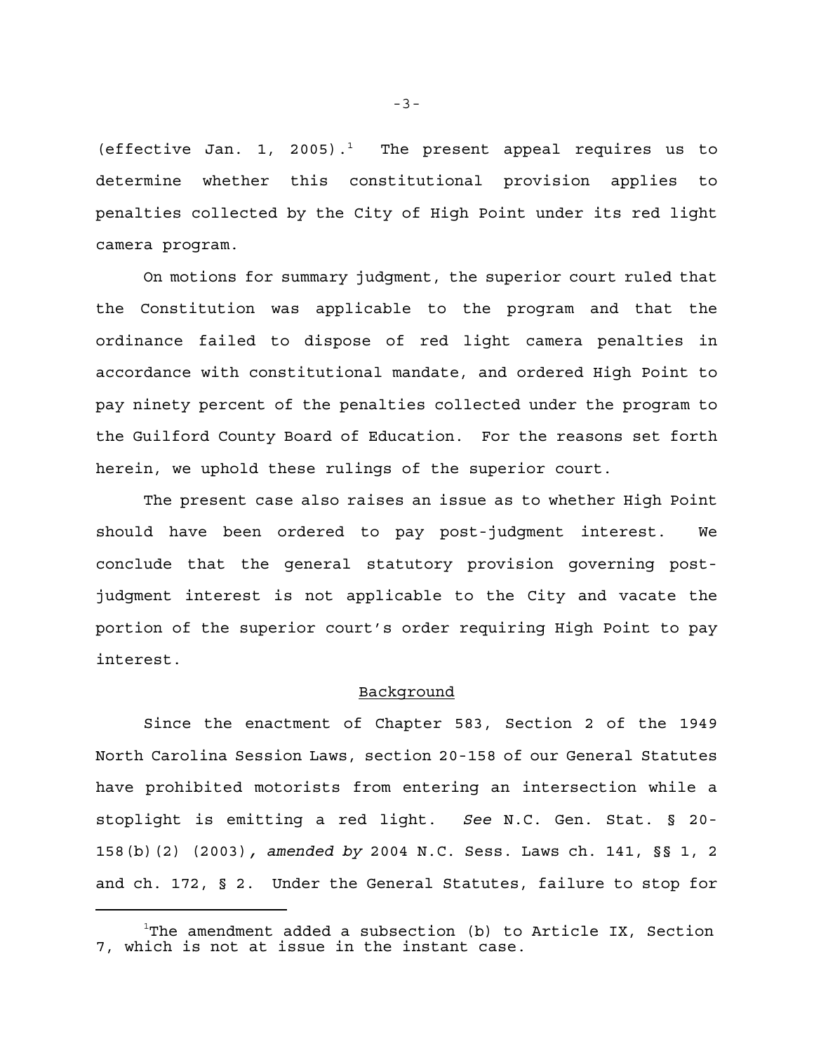(effective Jan. 1, 2005).[1] The present appeal requires us to determine whether this constitutional provision applies to penalties collected by the City of High Point under its red light camera program.

On motions for summary judgment, the superior court ruled that the Constitution was applicable to the program and that the ordinance failed to dispose of red light camera penalties in accordance with constitutional mandate, and ordered High Point to pay ninety percent of the penalties collected under the program to the Guilford County Board of Education. For the reasons set forth herein, we uphold these rulings of the superior court.

The present case also raises an issue as to whether High Point should have been ordered to pay post-judgment interest. We conclude that the general statutory provision governing post-judgment interest is not applicable to the City and vacate the portion of the superior court's order requiring High Point to pay interest.

## Background

Since the enactment of Chapter 583, Section 2 of the 1949 North Carolina Session Laws, section 20-158 of our General Statutes have prohibited motorists from entering an intersection while a stoplight is emitting a red light. *See* N.C. Gen. Stat. § 20-158(b)(2) (2003), *amended by* 2004 N.C. Sess. Laws ch. 141, §§ 1, 2 and ch. 172, § 2. Under the General Statutes, failure to stop for

[1]The amendment added a subsection (b) to Article IX, Section 7, which is not at issue in the instant case.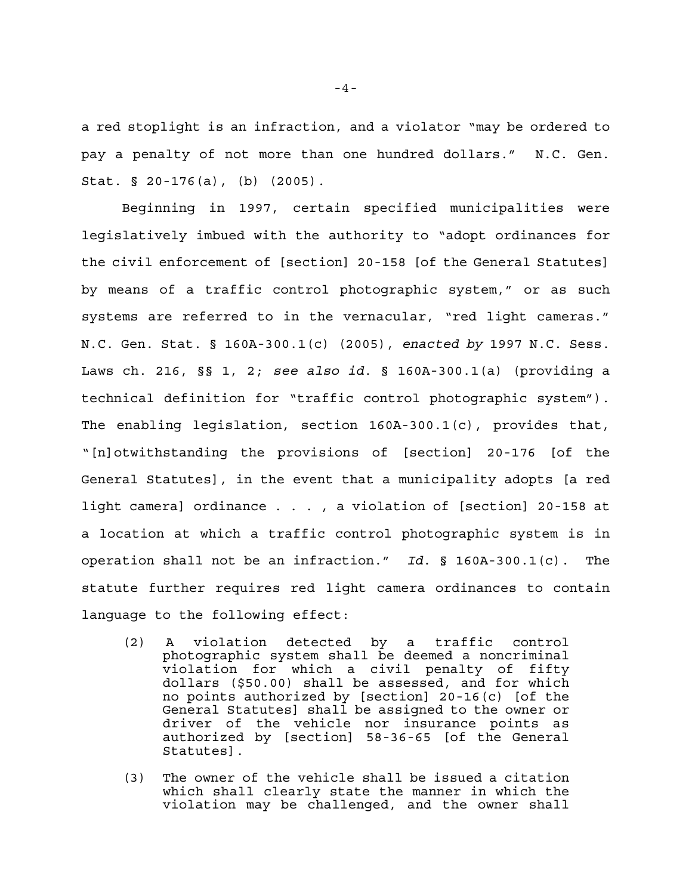a red stoplight is an infraction, and a violator "may be ordered to pay a penalty of not more than one hundred dollars." N.C. Gen. Stat. § 20-176(a), (b) (2005).

Beginning in 1997, certain specified municipalities were legislatively imbued with the authority to "adopt ordinances for the civil enforcement of [section] 20-158 [of the General Statutes] by means of a traffic control photographic system," or as such systems are referred to in the vernacular, "red light cameras." N.C. Gen. Stat. § 160A-300.1(c) (2005), *enacted by* 1997 N.C. Sess. Laws ch. 216, §§ 1, 2; *see also id.* § 160A-300.1(a) (providing a technical definition for "traffic control photographic system"). The enabling legislation, section 160A-300.1(c), provides that, "[n]otwithstanding the provisions of [section] 20-176 [of the General Statutes], in the event that a municipality adopts [a red light camera] ordinance . . . , a violation of [section] 20-158 at a location at which a traffic control photographic system is in operation shall not be an infraction." *Id.* § 160A-300.1(c). The statute further requires red light camera ordinances to contain language to the following effect:

> (2) A violation detected by a traffic control photographic system shall be deemed a noncriminal violation for which a civil penalty of fifty dollars ($50.00) shall be assessed, and for which no points authorized by [section] 20-16(c) [of the General Statutes] shall be assigned to the owner or driver of the vehicle nor insurance points as authorized by [section] 58-36-65 [of the General Statutes].
>
> (3) The owner of the vehicle shall be issued a citation which shall clearly state the manner in which the violation may be challenged, and the owner shall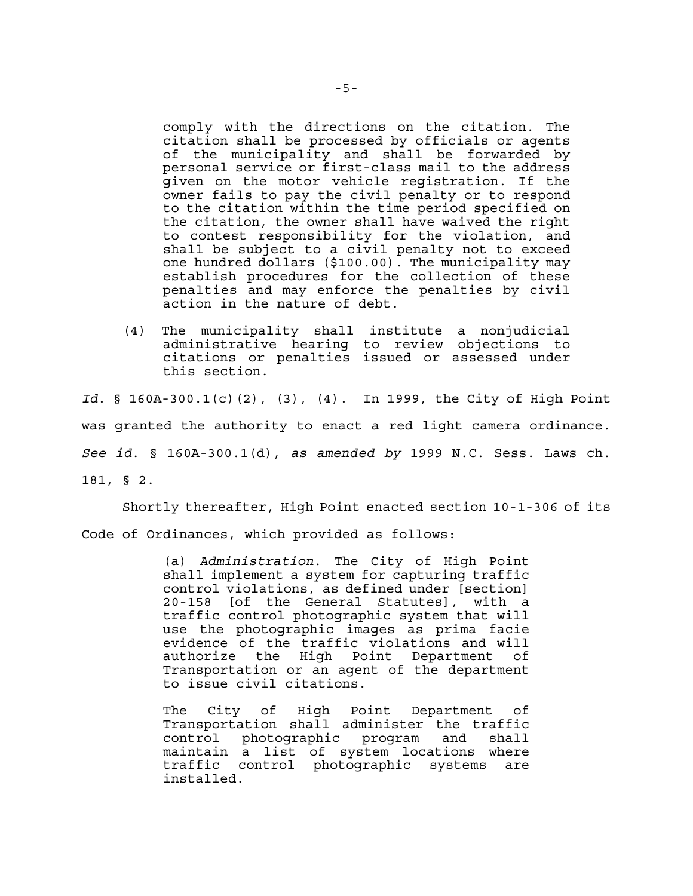> comply with the directions on the citation. The citation shall be processed by officials or agents of the municipality and shall be forwarded by personal service or first-class mail to the address given on the motor vehicle registration. If the owner fails to pay the civil penalty or to respond to the citation within the time period specified on the citation, the owner shall have waived the right to contest responsibility for the violation, and shall be subject to a civil penalty not to exceed one hundred dollars ($100.00). The municipality may establish procedures for the collection of these penalties and may enforce the penalties by civil action in the nature of debt.
>
> (4) The municipality shall institute a nonjudicial administrative hearing to review objections to citations or penalties issued or assessed under this section.

*Id.* § 160A-300.1(c)(2), (3), (4). In 1999, the City of High Point was granted the authority to enact a red light camera ordinance. *See id.* § 160A-300.1(d), *as amended by* 1999 N.C. Sess. Laws ch. 181, § 2.

Shortly thereafter, High Point enacted section 10-1-306 of its Code of Ordinances, which provided as follows:

> (a) *Administration*. The City of High Point shall implement a system for capturing traffic control violations, as defined under [section] 20-158 [of the General Statutes], with a traffic control photographic system that will use the photographic images as prima facie evidence of the traffic violations and will authorize the High Point Department of Transportation or an agent of the department to issue civil citations.
>
> The City of High Point Department of Transportation shall administer the traffic control photographic program and shall maintain a list of system locations where traffic control photographic systems are installed.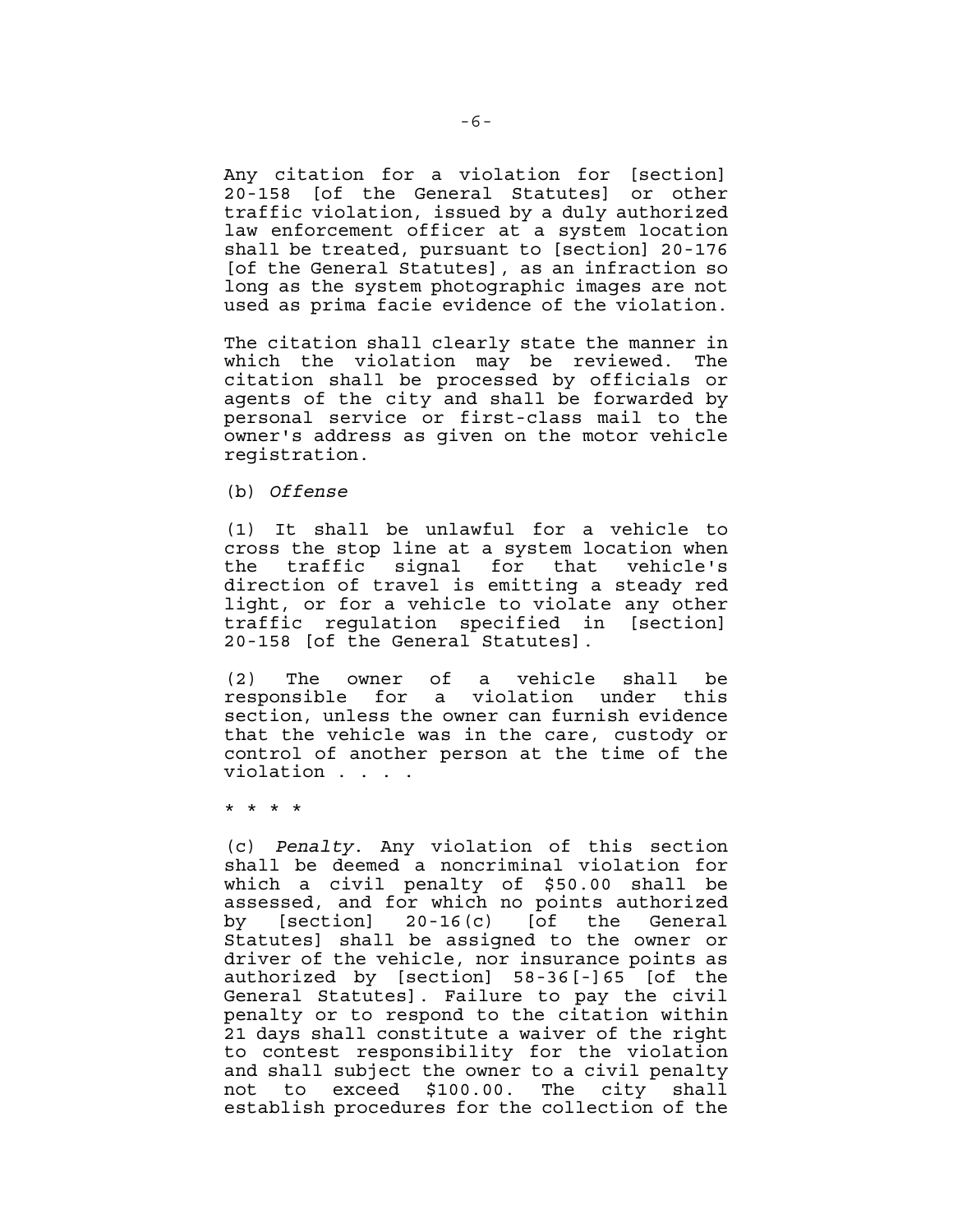Any citation for a violation for [section] 20-158 [of the General Statutes] or other traffic violation, issued by a duly authorized law enforcement officer at a system location shall be treated, pursuant to [section] 20-176 [of the General Statutes], as an infraction so long as the system photographic images are not used as prima facie evidence of the violation.

The citation shall clearly state the manner in which the violation may be reviewed. The citation shall be processed by officials or agents of the city and shall be forwarded by personal service or first-class mail to the owner's address as given on the motor vehicle registration.

(b) *Offense*

(1) It shall be unlawful for a vehicle to cross the stop line at a system location when the traffic signal for that vehicle's direction of travel is emitting a steady red light, or for a vehicle to violate any other traffic regulation specified in [section] 20-158 [of the General Statutes].

(2) The owner of a vehicle shall be responsible for a violation under this section, unless the owner can furnish evidence that the vehicle was in the care, custody or control of another person at the time of the violation . . . .

* * * *

(c) *Penalty*. Any violation of this section shall be deemed a noncriminal violation for which a civil penalty of $50.00 shall be assessed, and for which no points authorized by [section] 20-16(c) [of the General Statutes] shall be assigned to the owner or driver of the vehicle, nor insurance points as authorized by [section] 58-36[-]65 [of the General Statutes]. Failure to pay the civil penalty or to respond to the citation within 21 days shall constitute a waiver of the right to contest responsibility for the violation and shall subject the owner to a civil penalty not to exceed $100.00. The city shall establish procedures for the collection of the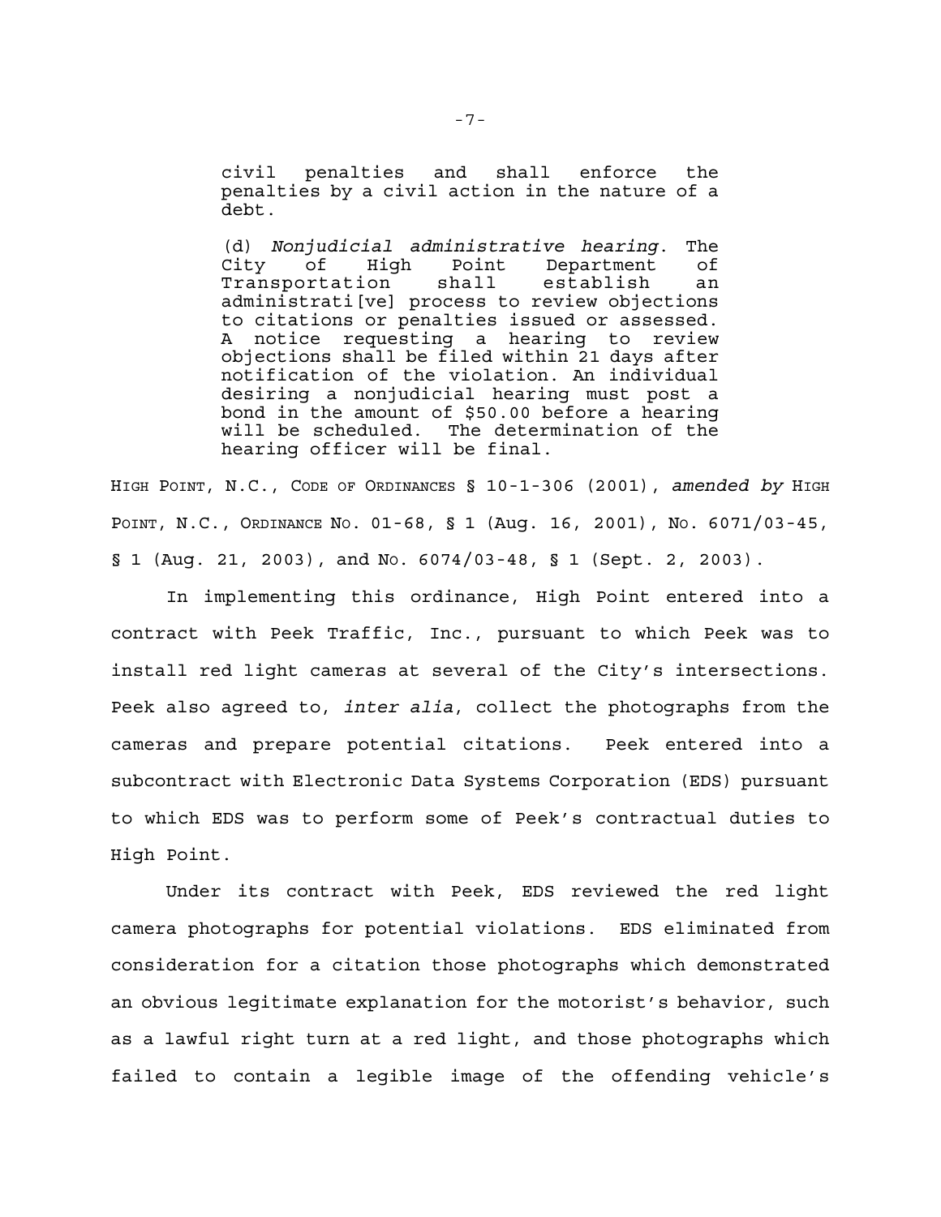> civil penalties and shall enforce the penalties by a civil action in the nature of a debt.
>
> (d) *Nonjudicial administrative hearing*. The City of High Point Department of Transportation shall establish an administrati[ve] process to review objections to citations or penalties issued or assessed. A notice requesting a hearing to review objections shall be filed within 21 days after notification of the violation. An individual desiring a nonjudicial hearing must post a bond in the amount of $50.00 before a hearing will be scheduled. The determination of the hearing officer will be final.

HIGH POINT, N.C., CODE OF ORDINANCES § 10-1-306 (2001), *amended by* HIGH POINT, N.C., ORDINANCE NO. 01-68, § 1 (Aug. 16, 2001), NO. 6071/03-45, § 1 (Aug. 21, 2003), and NO. 6074/03-48, § 1 (Sept. 2, 2003).

In implementing this ordinance, High Point entered into a contract with Peek Traffic, Inc., pursuant to which Peek was to install red light cameras at several of the City's intersections. Peek also agreed to, *inter alia*, collect the photographs from the cameras and prepare potential citations. Peek entered into a subcontract with Electronic Data Systems Corporation (EDS) pursuant to which EDS was to perform some of Peek's contractual duties to High Point.

Under its contract with Peek, EDS reviewed the red light camera photographs for potential violations. EDS eliminated from consideration for a citation those photographs which demonstrated an obvious legitimate explanation for the motorist's behavior, such as a lawful right turn at a red light, and those photographs which failed to contain a legible image of the offending vehicle's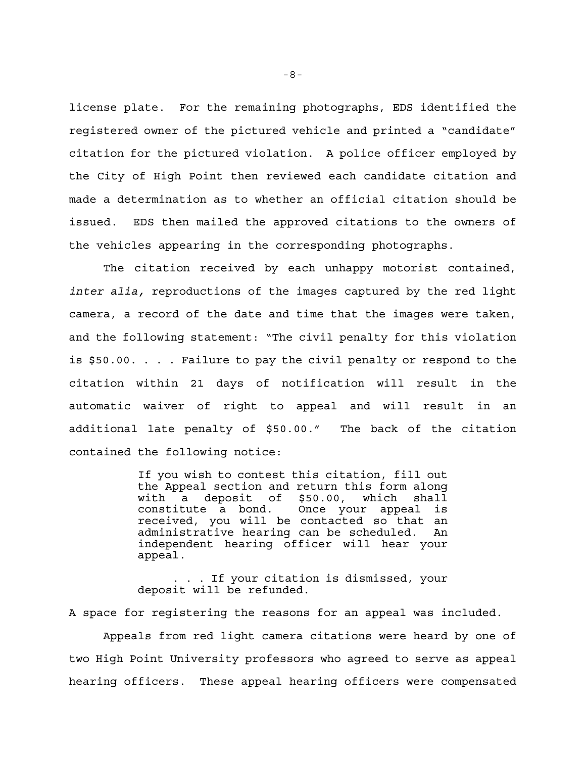license plate. For the remaining photographs, EDS identified the registered owner of the pictured vehicle and printed a "candidate" citation for the pictured violation. A police officer employed by the City of High Point then reviewed each candidate citation and made a determination as to whether an official citation should be issued. EDS then mailed the approved citations to the owners of the vehicles appearing in the corresponding photographs.

The citation received by each unhappy motorist contained, *inter alia,* reproductions of the images captured by the red light camera, a record of the date and time that the images were taken, and the following statement: "The civil penalty for this violation is $50.00. . . . Failure to pay the civil penalty or respond to the citation within 21 days of notification will result in the automatic waiver of right to appeal and will result in an additional late penalty of $50.00." The back of the citation contained the following notice:

> If you wish to contest this citation, fill out the Appeal section and return this form along with a deposit of $50.00, which shall constitute a bond. Once your appeal is received, you will be contacted so that an administrative hearing can be scheduled. An independent hearing officer will hear your appeal.
>
> . . . If your citation is dismissed, your deposit will be refunded.

A space for registering the reasons for an appeal was included.

Appeals from red light camera citations were heard by one of two High Point University professors who agreed to serve as appeal hearing officers. These appeal hearing officers were compensated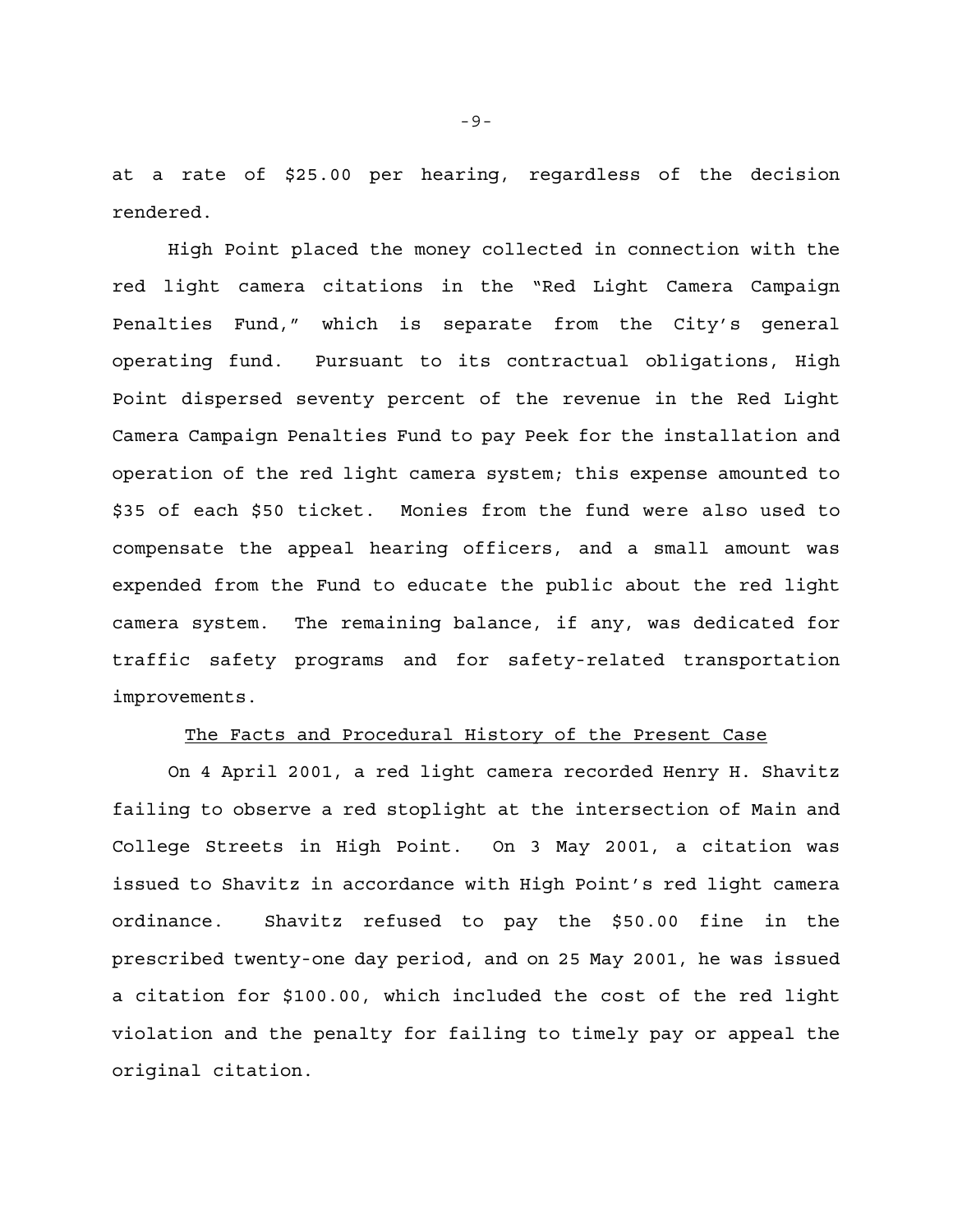at a rate of $25.00 per hearing, regardless of the decision rendered.

High Point placed the money collected in connection with the red light camera citations in the "Red Light Camera Campaign Penalties Fund," which is separate from the City's general operating fund. Pursuant to its contractual obligations, High Point dispersed seventy percent of the revenue in the Red Light Camera Campaign Penalties Fund to pay Peek for the installation and operation of the red light camera system; this expense amounted to $35 of each $50 ticket. Monies from the fund were also used to compensate the appeal hearing officers, and a small amount was expended from the Fund to educate the public about the red light camera system. The remaining balance, if any, was dedicated for traffic safety programs and for safety-related transportation improvements.

<u>The Facts and Procedural History of the Present Case</u>

On 4 April 2001, a red light camera recorded Henry H. Shavitz failing to observe a red stoplight at the intersection of Main and College Streets in High Point. On 3 May 2001, a citation was issued to Shavitz in accordance with High Point's red light camera ordinance. Shavitz refused to pay the $50.00 fine in the prescribed twenty-one day period, and on 25 May 2001, he was issued a citation for $100.00, which included the cost of the red light violation and the penalty for failing to timely pay or appeal the original citation.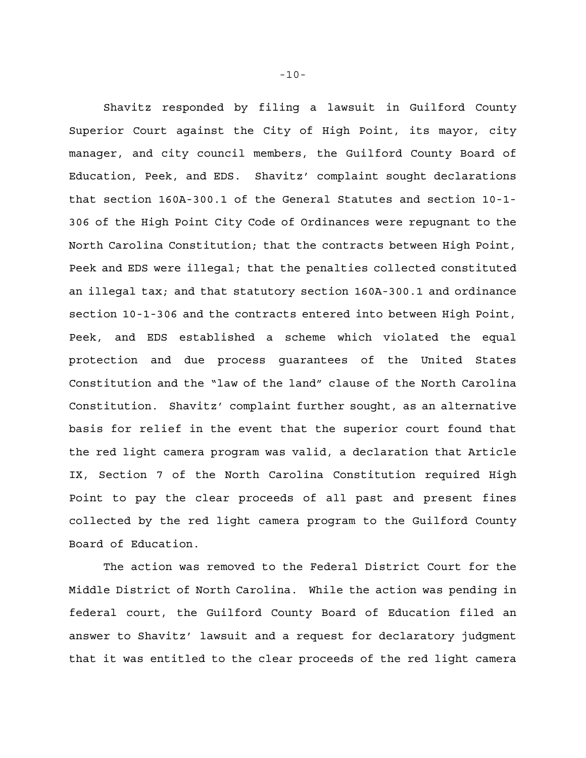Shavitz responded by filing a lawsuit in Guilford County Superior Court against the City of High Point, its mayor, city manager, and city council members, the Guilford County Board of Education, Peek, and EDS. Shavitz' complaint sought declarations that section 160A-300.1 of the General Statutes and section 10-1-306 of the High Point City Code of Ordinances were repugnant to the North Carolina Constitution; that the contracts between High Point, Peek and EDS were illegal; that the penalties collected constituted an illegal tax; and that statutory section 160A-300.1 and ordinance section 10-1-306 and the contracts entered into between High Point, Peek, and EDS established a scheme which violated the equal protection and due process guarantees of the United States Constitution and the "law of the land" clause of the North Carolina Constitution. Shavitz' complaint further sought, as an alternative basis for relief in the event that the superior court found that the red light camera program was valid, a declaration that Article IX, Section 7 of the North Carolina Constitution required High Point to pay the clear proceeds of all past and present fines collected by the red light camera program to the Guilford County Board of Education.

The action was removed to the Federal District Court for the Middle District of North Carolina. While the action was pending in federal court, the Guilford County Board of Education filed an answer to Shavitz' lawsuit and a request for declaratory judgment that it was entitled to the clear proceeds of the red light camera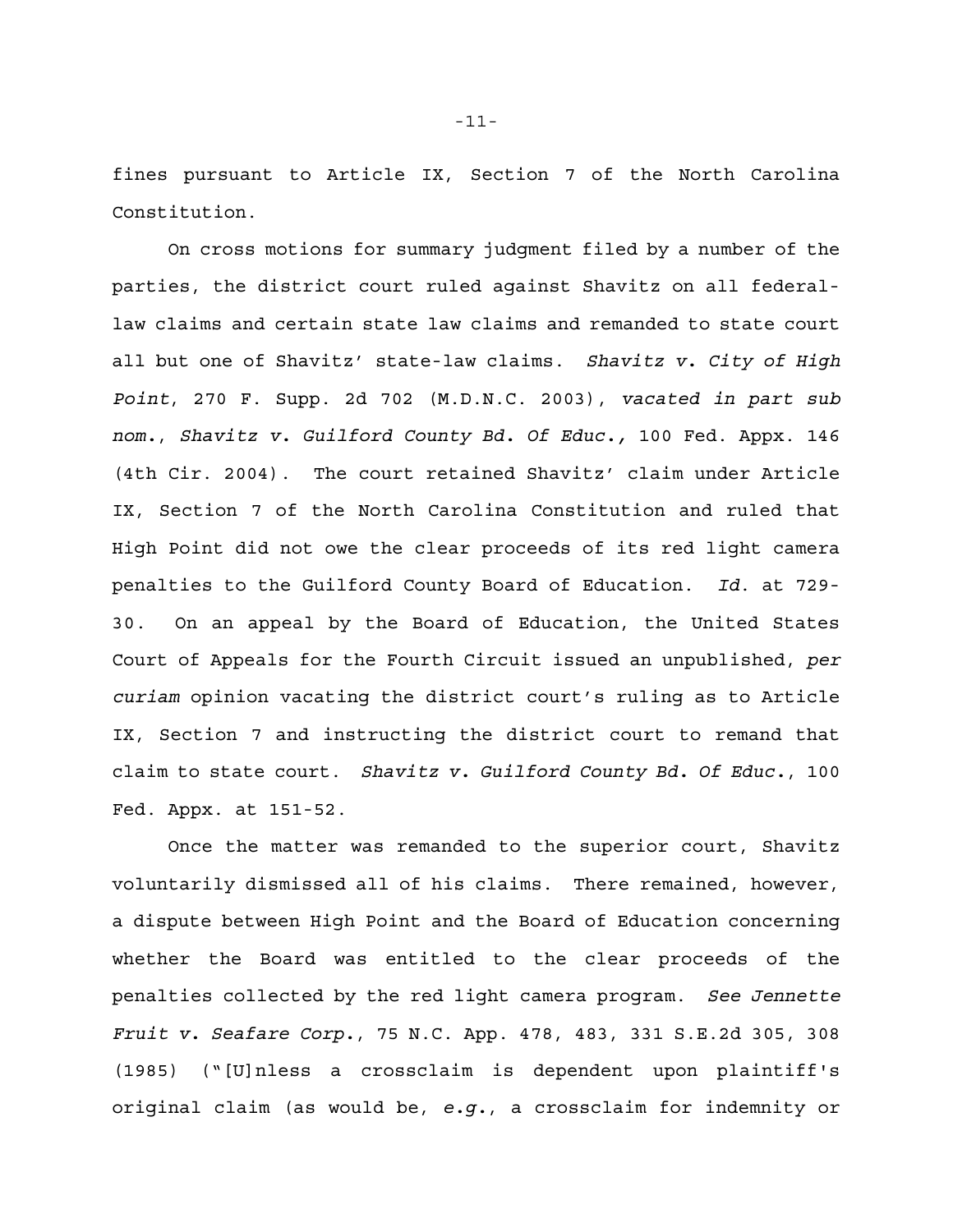fines pursuant to Article IX, Section 7 of the North Carolina Constitution.

On cross motions for summary judgment filed by a number of the parties, the district court ruled against Shavitz on all federal-law claims and certain state law claims and remanded to state court all but one of Shavitz' state-law claims. *Shavitz v. City of High Point*, 270 F. Supp. 2d 702 (M.D.N.C. 2003), *vacated in part sub nom.*, *Shavitz v. Guilford County Bd. Of Educ.,* 100 Fed. Appx. 146 (4th Cir. 2004). The court retained Shavitz' claim under Article IX, Section 7 of the North Carolina Constitution and ruled that High Point did not owe the clear proceeds of its red light camera penalties to the Guilford County Board of Education. *Id.* at 729-30. On an appeal by the Board of Education, the United States Court of Appeals for the Fourth Circuit issued an unpublished, *per curiam* opinion vacating the district court's ruling as to Article IX, Section 7 and instructing the district court to remand that claim to state court. *Shavitz v. Guilford County Bd. Of Educ.*, 100 Fed. Appx. at 151-52.

Once the matter was remanded to the superior court, Shavitz voluntarily dismissed all of his claims. There remained, however, a dispute between High Point and the Board of Education concerning whether the Board was entitled to the clear proceeds of the penalties collected by the red light camera program. *See Jennette Fruit v. Seafare Corp.*, 75 N.C. App. 478, 483, 331 S.E.2d 305, 308 (1985) ("[U]nless a crossclaim is dependent upon plaintiff's original claim (as would be, *e.g.*, a crossclaim for indemnity or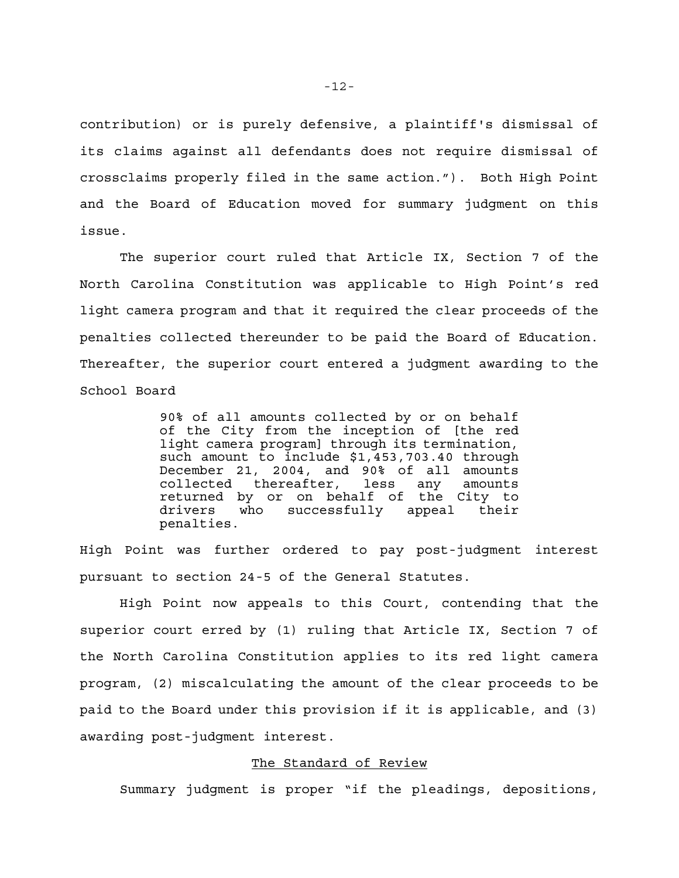contribution) or is purely defensive, a plaintiff's dismissal of its claims against all defendants does not require dismissal of crossclaims properly filed in the same action."). Both High Point and the Board of Education moved for summary judgment on this issue.

The superior court ruled that Article IX, Section 7 of the North Carolina Constitution was applicable to High Point's red light camera program and that it required the clear proceeds of the penalties collected thereunder to be paid the Board of Education. Thereafter, the superior court entered a judgment awarding to the School Board

> 90% of all amounts collected by or on behalf of the City from the inception of [the red light camera program] through its termination, such amount to include $1,453,703.40 through December 21, 2004, and 90% of all amounts collected thereafter, less any amounts returned by or on behalf of the City to drivers who successfully appeal their penalties.

High Point was further ordered to pay post-judgment interest pursuant to section 24-5 of the General Statutes.

High Point now appeals to this Court, contending that the superior court erred by (1) ruling that Article IX, Section 7 of the North Carolina Constitution applies to its red light camera program, (2) miscalculating the amount of the clear proceeds to be paid to the Board under this provision if it is applicable, and (3) awarding post-judgment interest.

## The Standard of Review

Summary judgment is proper "if the pleadings, depositions,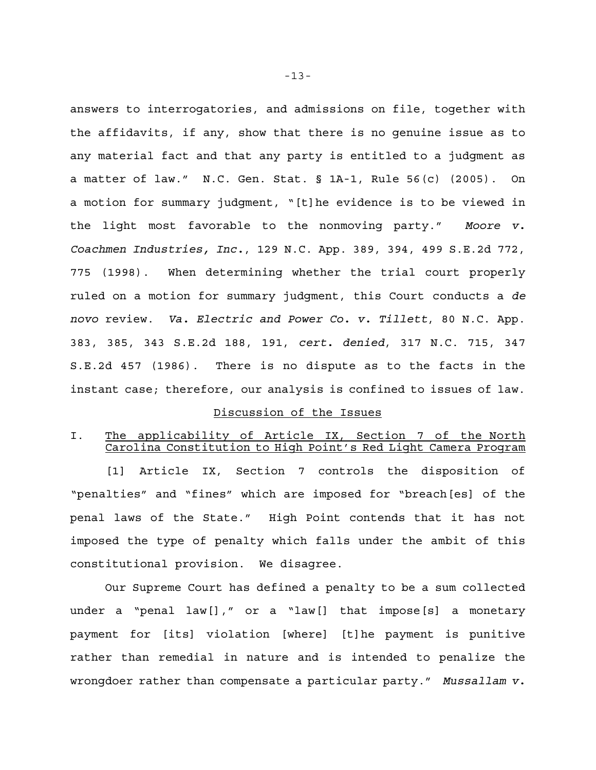answers to interrogatories, and admissions on file, together with the affidavits, if any, show that there is no genuine issue as to any material fact and that any party is entitled to a judgment as a matter of law." N.C. Gen. Stat. § 1A-1, Rule 56(c) (2005). On a motion for summary judgment, "[t]he evidence is to be viewed in the light most favorable to the nonmoving party." *Moore v. Coachmen Industries, Inc.*, 129 N.C. App. 389, 394, 499 S.E.2d 772, 775 (1998). When determining whether the trial court properly ruled on a motion for summary judgment, this Court conducts a *de novo* review. *Va. Electric and Power Co. v. Tillett*, 80 N.C. App. 383, 385, 343 S.E.2d 188, 191, *cert. denied*, 317 N.C. 715, 347 S.E.2d 457 (1986). There is no dispute as to the facts in the instant case; therefore, our analysis is confined to issues of law.

## Discussion of the Issues

### I. The applicability of Article IX, Section 7 of the North Carolina Constitution to High Point's Red Light Camera Program

[1] Article IX, Section 7 controls the disposition of "penalties" and "fines" which are imposed for "breach[es] of the penal laws of the State." High Point contends that it has not imposed the type of penalty which falls under the ambit of this constitutional provision. We disagree.

Our Supreme Court has defined a penalty to be a sum collected under a "penal law[]," or a "law[] that impose[s] a monetary payment for [its] violation [where] [t]he payment is punitive rather than remedial in nature and is intended to penalize the wrongdoer rather than compensate a particular party." *Mussallam v.*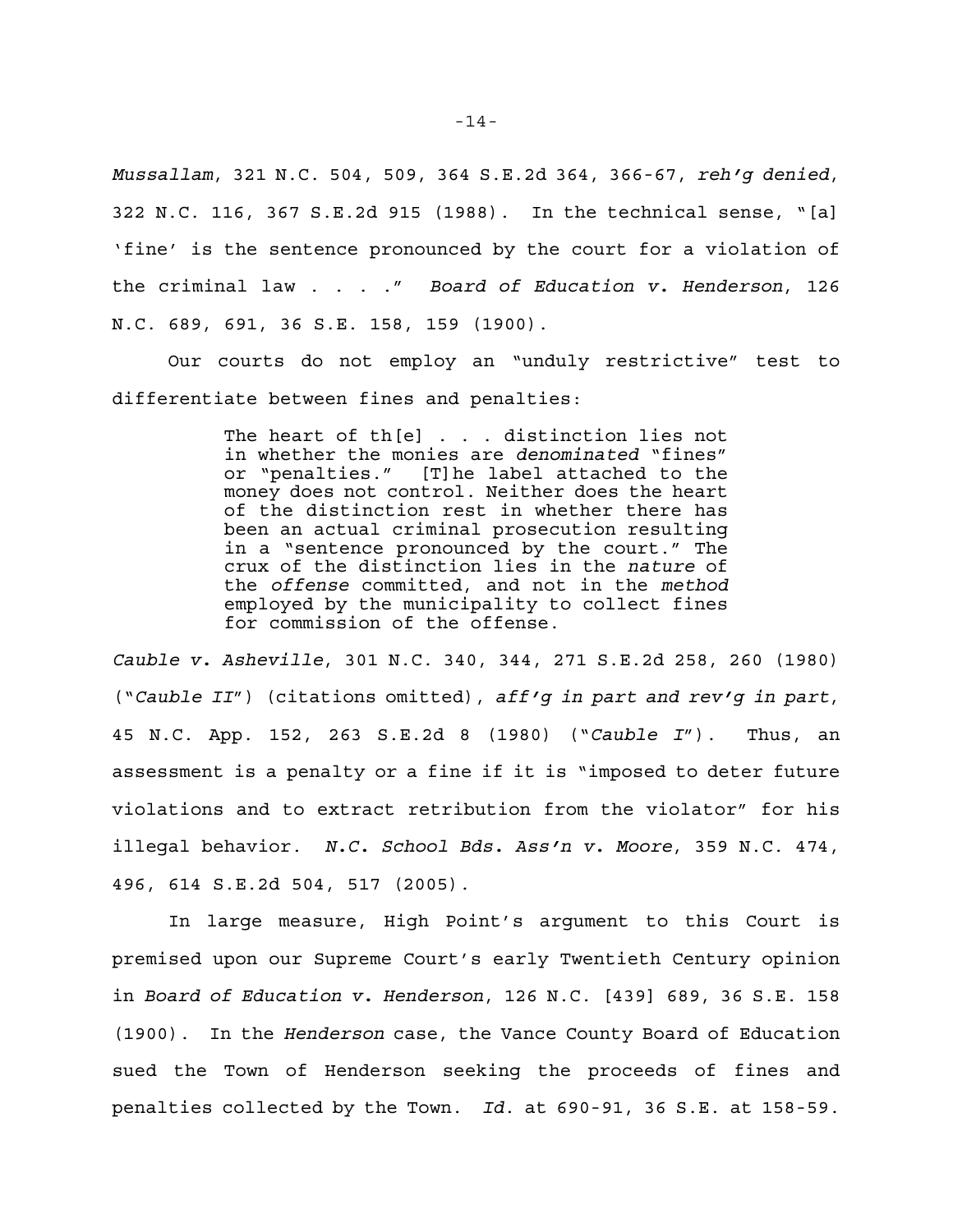*Mussallam*, 321 N.C. 504, 509, 364 S.E.2d 364, 366-67, *reh'g denied*, 322 N.C. 116, 367 S.E.2d 915 (1988). In the technical sense, "[a] 'fine' is the sentence pronounced by the court for a violation of the criminal law . . . ." *Board of Education v. Henderson*, 126 N.C. 689, 691, 36 S.E. 158, 159 (1900).

Our courts do not employ an "unduly restrictive" test to differentiate between fines and penalties:

> The heart of th[e] . . . distinction lies not in whether the monies are *denominated* "fines" or "penalties." [T]he label attached to the money does not control. Neither does the heart of the distinction rest in whether there has been an actual criminal prosecution resulting in a "sentence pronounced by the court." The crux of the distinction lies in the *nature* of the *offense* committed, and not in the *method* employed by the municipality to collect fines for commission of the offense.

*Cauble v. Asheville*, 301 N.C. 340, 344, 271 S.E.2d 258, 260 (1980) ("*Cauble II*") (citations omitted), *aff'g in part and rev'g in part*, 45 N.C. App. 152, 263 S.E.2d 8 (1980) ("*Cauble I*"). Thus, an assessment is a penalty or a fine if it is "imposed to deter future violations and to extract retribution from the violator" for his illegal behavior. *N.C. School Bds. Ass'n v. Moore*, 359 N.C. 474, 496, 614 S.E.2d 504, 517 (2005).

In large measure, High Point's argument to this Court is premised upon our Supreme Court's early Twentieth Century opinion in *Board of Education v. Henderson*, 126 N.C. [439] 689, 36 S.E. 158 (1900). In the *Henderson* case, the Vance County Board of Education sued the Town of Henderson seeking the proceeds of fines and penalties collected by the Town. *Id.* at 690-91, 36 S.E. at 158-59.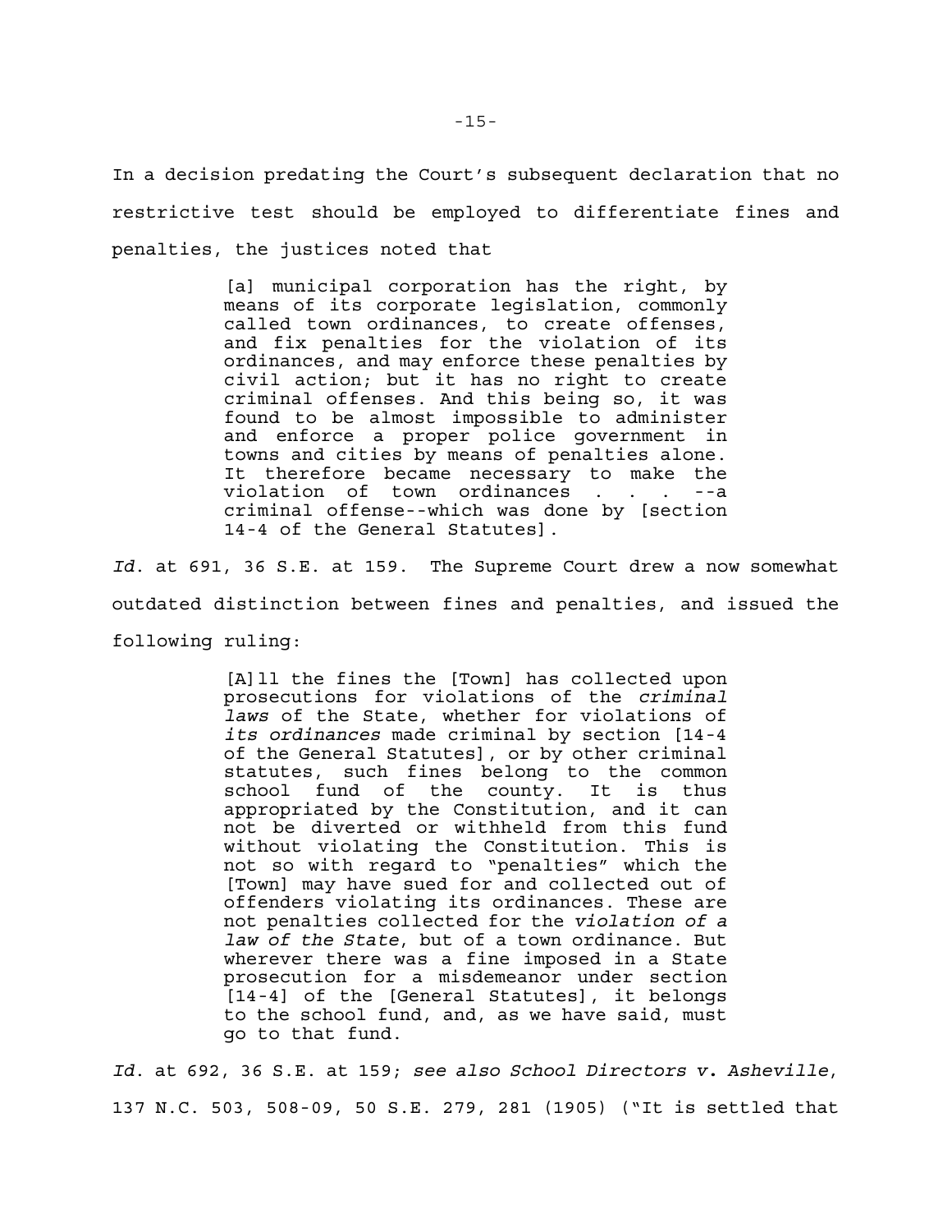In a decision predating the Court's subsequent declaration that no restrictive test should be employed to differentiate fines and penalties, the justices noted that

> [a] municipal corporation has the right, by means of its corporate legislation, commonly called town ordinances, to create offenses, and fix penalties for the violation of its ordinances, and may enforce these penalties by civil action; but it has no right to create criminal offenses. And this being so, it was found to be almost impossible to administer and enforce a proper police government in towns and cities by means of penalties alone. It therefore became necessary to make the violation of town ordinances . . . --a criminal offense--which was done by [section 14-4 of the General Statutes].

*Id.* at 691, 36 S.E. at 159. The Supreme Court drew a now somewhat outdated distinction between fines and penalties, and issued the following ruling:

> [A]ll the fines the [Town] has collected upon prosecutions for violations of the *criminal laws* of the State, whether for violations of *its ordinances* made criminal by section [14-4 of the General Statutes], or by other criminal statutes, such fines belong to the common school fund of the county. It is thus appropriated by the Constitution, and it can not be diverted or withheld from this fund without violating the Constitution. This is not so with regard to "penalties" which the [Town] may have sued for and collected out of offenders violating its ordinances. These are not penalties collected for the *violation of a law of the State*, but of a town ordinance. But wherever there was a fine imposed in a State prosecution for a misdemeanor under section [14-4] of the [General Statutes], it belongs to the school fund, and, as we have said, must go to that fund.

*Id.* at 692, 36 S.E. at 159; *see also School Directors v. Asheville*, 137 N.C. 503, 508-09, 50 S.E. 279, 281 (1905) ("It is settled that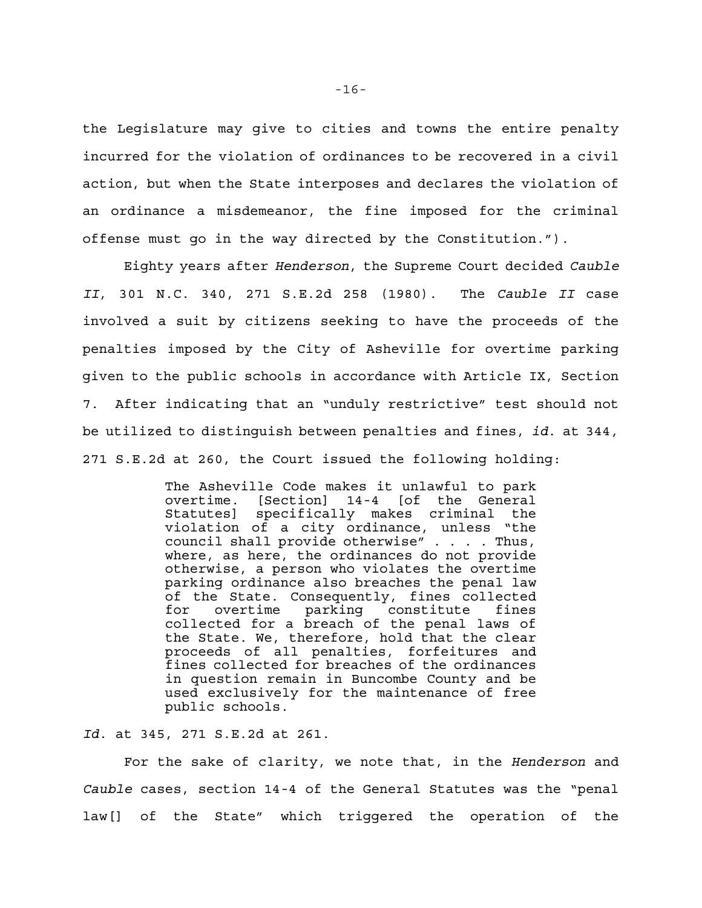the Legislature may give to cities and towns the entire penalty incurred for the violation of ordinances to be recovered in a civil action, but when the State interposes and declares the violation of an ordinance a misdemeanor, the fine imposed for the criminal offense must go in the way directed by the Constitution.").

Eighty years after *Henderson*, the Supreme Court decided *Cauble II*, 301 N.C. 340, 271 S.E.2d 258 (1980). The *Cauble II* case involved a suit by citizens seeking to have the proceeds of the penalties imposed by the City of Asheville for overtime parking given to the public schools in accordance with Article IX, Section 7. After indicating that an "unduly restrictive" test should not be utilized to distinguish between penalties and fines, *id.* at 344, 271 S.E.2d at 260, the Court issued the following holding:

> The Asheville Code makes it unlawful to park overtime. [Section] 14-4 [of the General Statutes] specifically makes criminal the violation of a city ordinance, unless "the council shall provide otherwise" . . . . Thus, where, as here, the ordinances do not provide otherwise, a person who violates the overtime parking ordinance also breaches the penal law of the State. Consequently, fines collected for overtime parking constitute fines collected for a breach of the penal laws of the State. We, therefore, hold that the clear proceeds of all penalties, forfeitures and fines collected for breaches of the ordinances in question remain in Buncombe County and be used exclusively for the maintenance of free public schools.

*Id.* at 345, 271 S.E.2d at 261.

For the sake of clarity, we note that, in the *Henderson* and *Cauble* cases, section 14-4 of the General Statutes was the "penal law[] of the State" which triggered the operation of the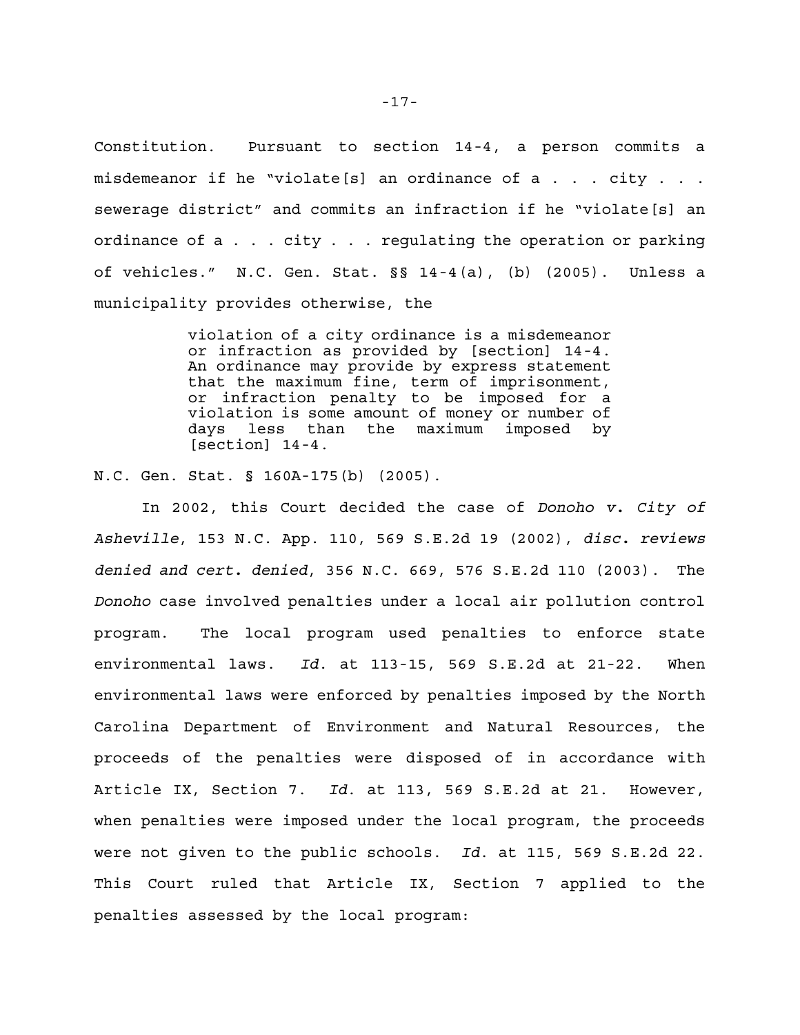Constitution. Pursuant to section 14-4, a person commits a misdemeanor if he "violate[s] an ordinance of a . . . city . . . sewerage district" and commits an infraction if he "violate[s] an ordinance of a . . . city . . . regulating the operation or parking of vehicles." N.C. Gen. Stat. §§ 14-4(a), (b) (2005). Unless a municipality provides otherwise, the

> violation of a city ordinance is a misdemeanor or infraction as provided by [section] 14-4. An ordinance may provide by express statement that the maximum fine, term of imprisonment, or infraction penalty to be imposed for a violation is some amount of money or number of days less than the maximum imposed by [section] 14-4.

N.C. Gen. Stat. § 160A-175(b) (2005).

In 2002, this Court decided the case of *Donoho v. City of Asheville*, 153 N.C. App. 110, 569 S.E.2d 19 (2002), *disc. reviews denied and cert. denied*, 356 N.C. 669, 576 S.E.2d 110 (2003). The *Donoho* case involved penalties under a local air pollution control program. The local program used penalties to enforce state environmental laws. *Id.* at 113-15, 569 S.E.2d at 21-22. When environmental laws were enforced by penalties imposed by the North Carolina Department of Environment and Natural Resources, the proceeds of the penalties were disposed of in accordance with Article IX, Section 7. *Id.* at 113, 569 S.E.2d at 21. However, when penalties were imposed under the local program, the proceeds were not given to the public schools. *Id.* at 115, 569 S.E.2d 22. This Court ruled that Article IX, Section 7 applied to the penalties assessed by the local program: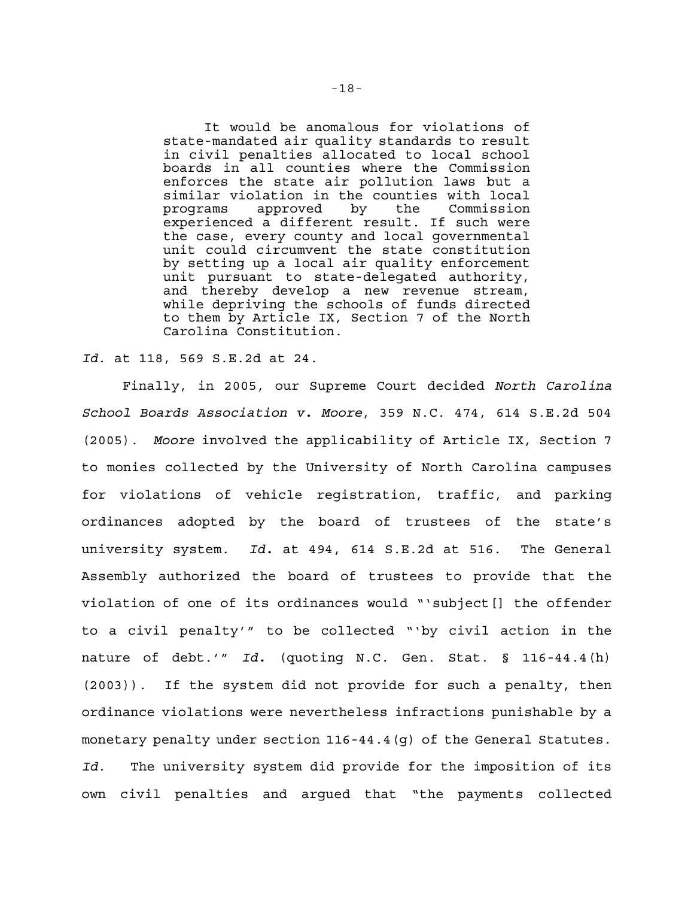> It would be anomalous for violations of state-mandated air quality standards to result in civil penalties allocated to local school boards in all counties where the Commission enforces the state air pollution laws but a similar violation in the counties with local programs approved by the Commission experienced a different result. If such were the case, every county and local governmental unit could circumvent the state constitution by setting up a local air quality enforcement unit pursuant to state-delegated authority, and thereby develop a new revenue stream, while depriving the schools of funds directed to them by Article IX, Section 7 of the North Carolina Constitution.

*Id.* at 118, 569 S.E.2d at 24.

Finally, in 2005, our Supreme Court decided *North Carolina School Boards Association v. Moore*, 359 N.C. 474, 614 S.E.2d 504 (2005). *Moore* involved the applicability of Article IX, Section 7 to monies collected by the University of North Carolina campuses for violations of vehicle registration, traffic, and parking ordinances adopted by the board of trustees of the state's university system. *Id.* at 494, 614 S.E.2d at 516. The General Assembly authorized the board of trustees to provide that the violation of one of its ordinances would "'subject[] the offender to a civil penalty'" to be collected "'by civil action in the nature of debt.'" *Id.* (quoting N.C. Gen. Stat. § 116-44.4(h) (2003)). If the system did not provide for such a penalty, then ordinance violations were nevertheless infractions punishable by a monetary penalty under section 116-44.4(g) of the General Statutes. *Id.* The university system did provide for the imposition of its own civil penalties and argued that "the payments collected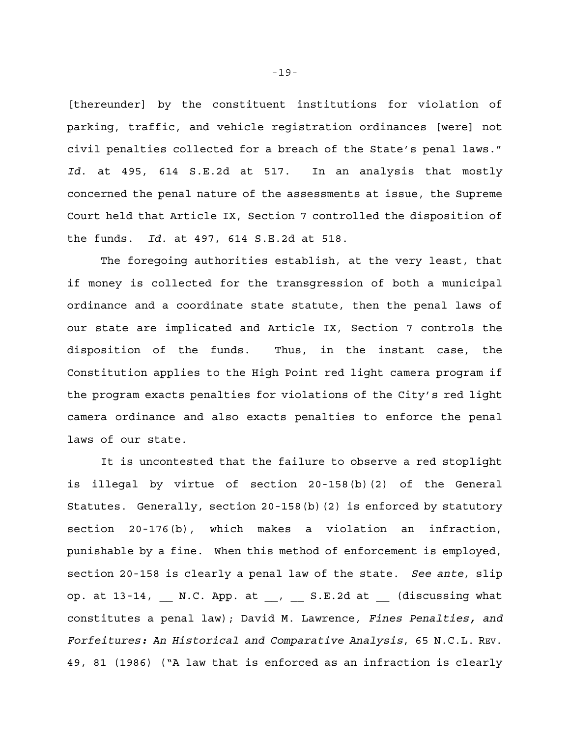[thereunder] by the constituent institutions for violation of parking, traffic, and vehicle registration ordinances [were] not civil penalties collected for a breach of the State's penal laws." *Id.* at 495, 614 S.E.2d at 517. In an analysis that mostly concerned the penal nature of the assessments at issue, the Supreme Court held that Article IX, Section 7 controlled the disposition of the funds. *Id.* at 497, 614 S.E.2d at 518.

The foregoing authorities establish, at the very least, that if money is collected for the transgression of both a municipal ordinance and a coordinate state statute, then the penal laws of our state are implicated and Article IX, Section 7 controls the disposition of the funds. Thus, in the instant case, the Constitution applies to the High Point red light camera program if the program exacts penalties for violations of the City's red light camera ordinance and also exacts penalties to enforce the penal laws of our state.

It is uncontested that the failure to observe a red stoplight is illegal by virtue of section 20-158(b)(2) of the General Statutes. Generally, section 20-158(b)(2) is enforced by statutory section 20-176(b), which makes a violation an infraction, punishable by a fine. When this method of enforcement is employed, section 20-158 is clearly a penal law of the state. *See ante*, slip op. at 13-14, __ N.C. App. at __, __ S.E.2d at __ (discussing what constitutes a penal law); David M. Lawrence, *Fines Penalties, and Forfeitures: An Historical and Comparative Analysis*, 65 N.C.L. REV. 49, 81 (1986) ("A law that is enforced as an infraction is clearly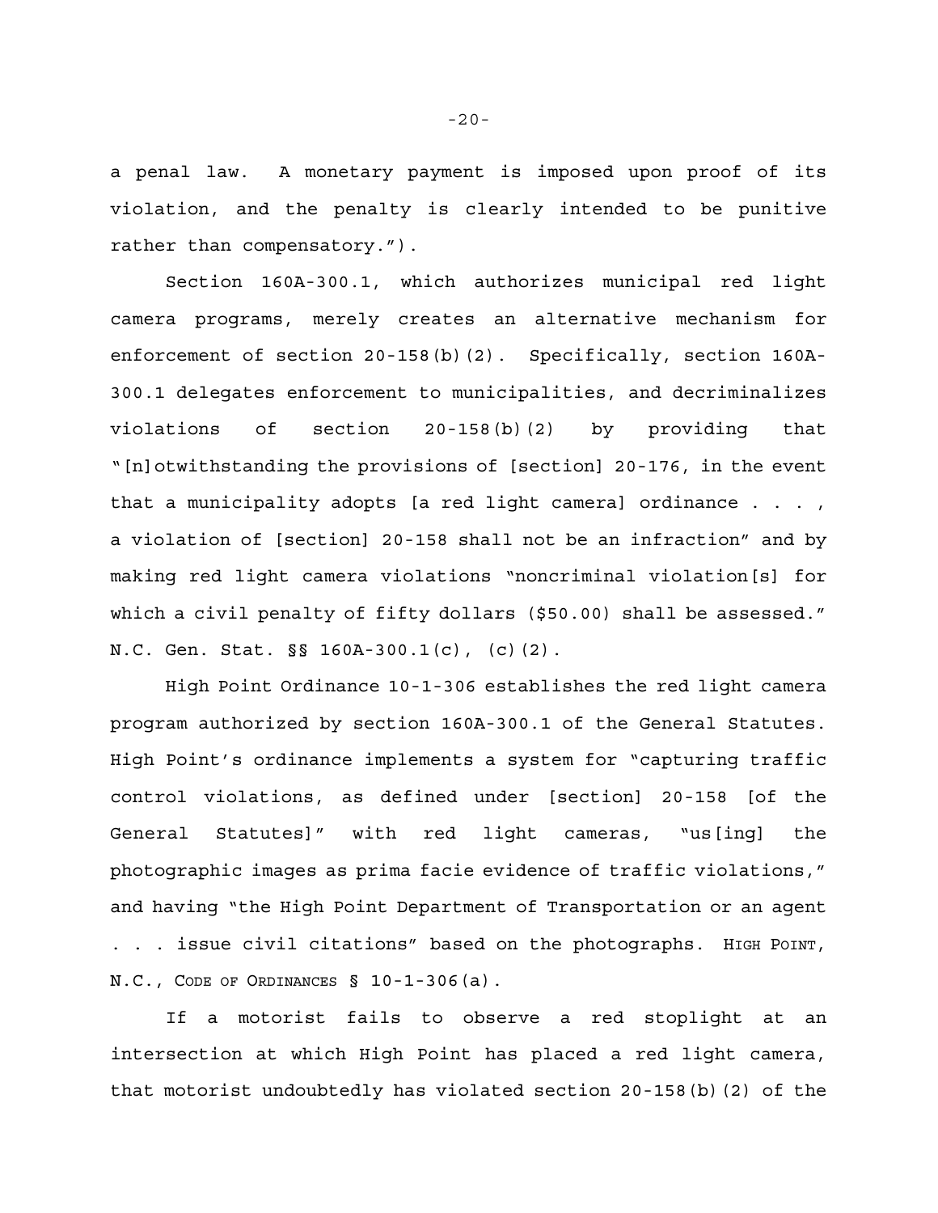a penal law. A monetary payment is imposed upon proof of its violation, and the penalty is clearly intended to be punitive rather than compensatory.").

Section 160A-300.1, which authorizes municipal red light camera programs, merely creates an alternative mechanism for enforcement of section 20-158(b)(2). Specifically, section 160A-300.1 delegates enforcement to municipalities, and decriminalizes violations of section 20-158(b)(2) by providing that "[n]otwithstanding the provisions of [section] 20-176, in the event that a municipality adopts [a red light camera] ordinance . . . , a violation of [section] 20-158 shall not be an infraction" and by making red light camera violations "noncriminal violation[s] for which a civil penalty of fifty dollars ($50.00) shall be assessed." N.C. Gen. Stat. §§ 160A-300.1(c), (c)(2).

High Point Ordinance 10-1-306 establishes the red light camera program authorized by section 160A-300.1 of the General Statutes. High Point's ordinance implements a system for "capturing traffic control violations, as defined under [section] 20-158 [of the General Statutes]" with red light cameras, "us[ing] the photographic images as prima facie evidence of traffic violations," and having "the High Point Department of Transportation or an agent . . . issue civil citations" based on the photographs. HIGH POINT, N.C., CODE OF ORDINANCES § 10-1-306(a).

If a motorist fails to observe a red stoplight at an intersection at which High Point has placed a red light camera, that motorist undoubtedly has violated section 20-158(b)(2) of the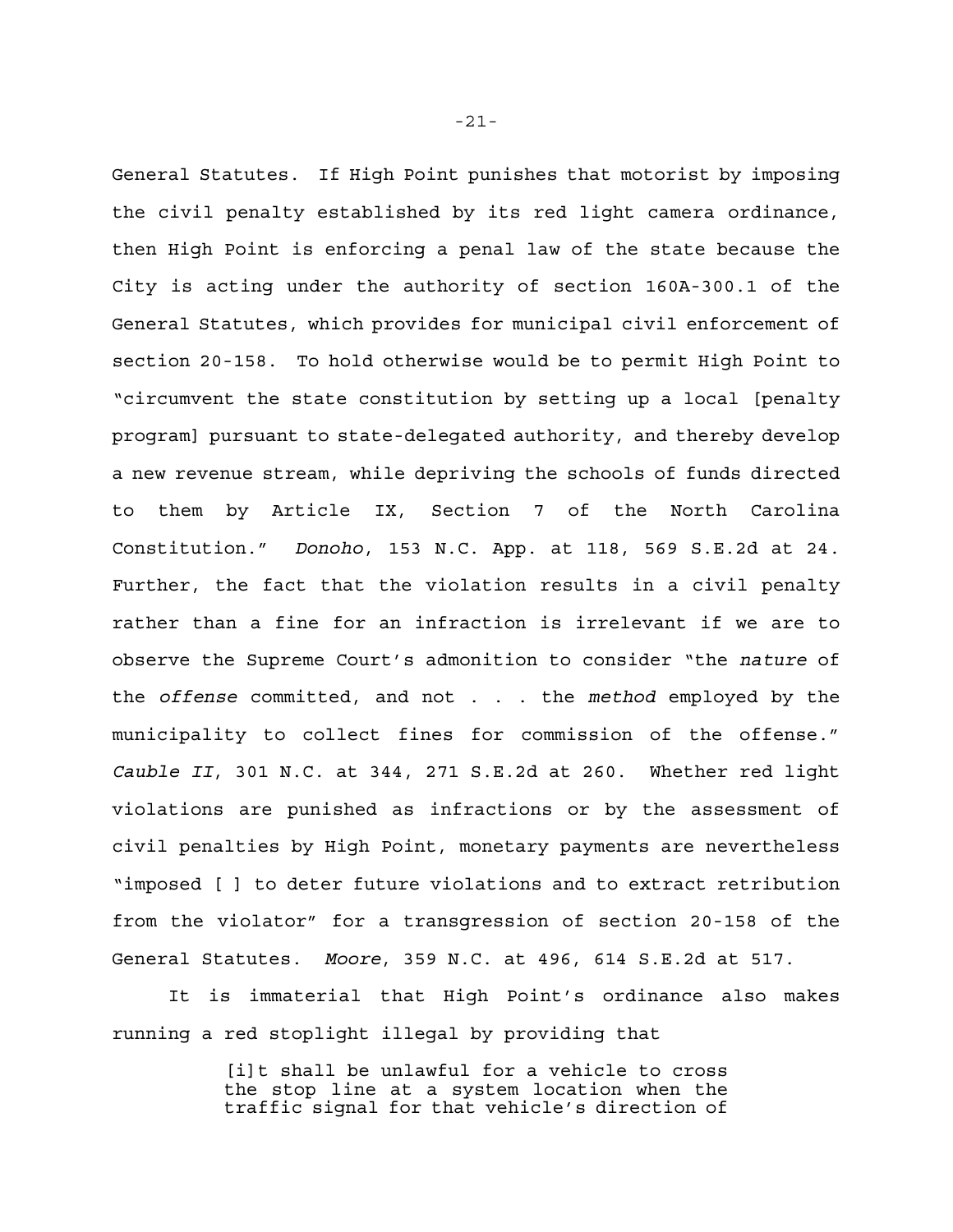General Statutes. If High Point punishes that motorist by imposing the civil penalty established by its red light camera ordinance, then High Point is enforcing a penal law of the state because the City is acting under the authority of section 160A-300.1 of the General Statutes, which provides for municipal civil enforcement of section 20-158. To hold otherwise would be to permit High Point to "circumvent the state constitution by setting up a local [penalty program] pursuant to state-delegated authority, and thereby develop a new revenue stream, while depriving the schools of funds directed to them by Article IX, Section 7 of the North Carolina Constitution." *Donoho*, 153 N.C. App. at 118, 569 S.E.2d at 24. Further, the fact that the violation results in a civil penalty rather than a fine for an infraction is irrelevant if we are to observe the Supreme Court's admonition to consider "the *nature* of the *offense* committed, and not . . . the *method* employed by the municipality to collect fines for commission of the offense." *Cauble II*, 301 N.C. at 344, 271 S.E.2d at 260. Whether red light violations are punished as infractions or by the assessment of civil penalties by High Point, monetary payments are nevertheless "imposed [ ] to deter future violations and to extract retribution from the violator" for a transgression of section 20-158 of the General Statutes. *Moore*, 359 N.C. at 496, 614 S.E.2d at 517.

It is immaterial that High Point's ordinance also makes running a red stoplight illegal by providing that

> [i]t shall be unlawful for a vehicle to cross the stop line at a system location when the traffic signal for that vehicle's direction of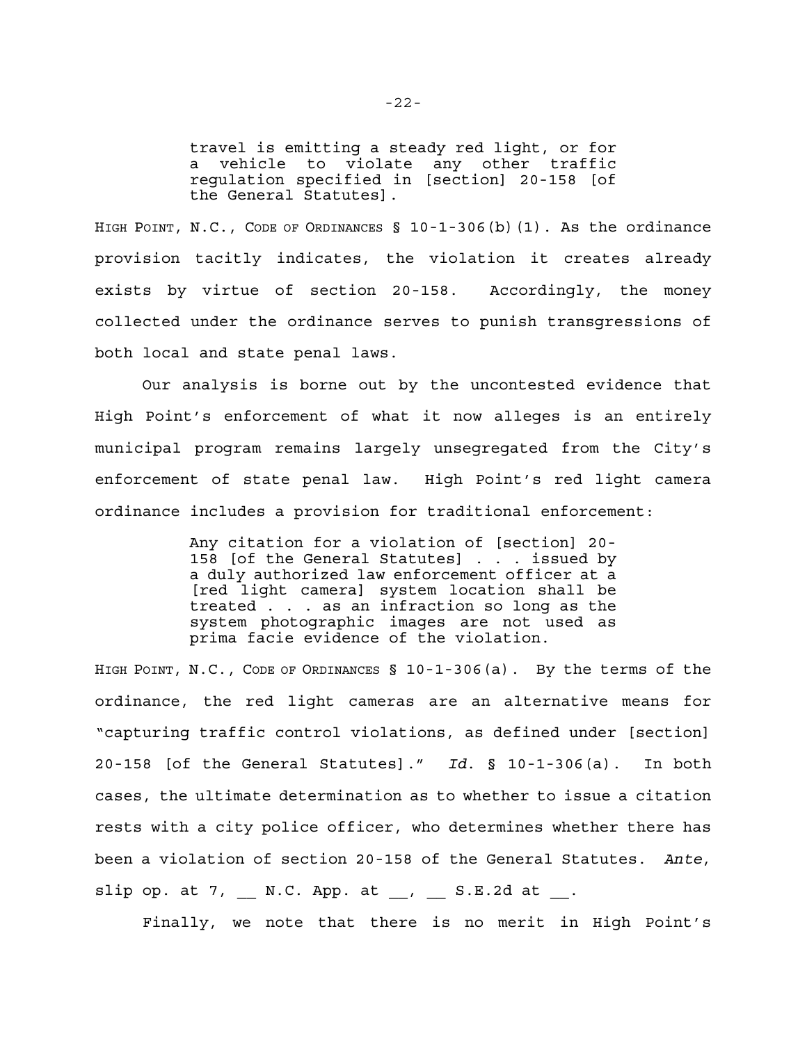> travel is emitting a steady red light, or for a vehicle to violate any other traffic regulation specified in [section] 20-158 [of the General Statutes].

HIGH POINT, N.C., CODE OF ORDINANCES § 10-1-306(b)(1). As the ordinance provision tacitly indicates, the violation it creates already exists by virtue of section 20-158. Accordingly, the money collected under the ordinance serves to punish transgressions of both local and state penal laws.

Our analysis is borne out by the uncontested evidence that High Point's enforcement of what it now alleges is an entirely municipal program remains largely unsegregated from the City's enforcement of state penal law. High Point's red light camera ordinance includes a provision for traditional enforcement:

> Any citation for a violation of [section] 20-158 [of the General Statutes] . . . issued by a duly authorized law enforcement officer at a [red light camera] system location shall be treated . . . as an infraction so long as the system photographic images are not used as prima facie evidence of the violation.

HIGH POINT, N.C., CODE OF ORDINANCES § 10-1-306(a). By the terms of the ordinance, the red light cameras are an alternative means for "capturing traffic control violations, as defined under [section] 20-158 [of the General Statutes]." *Id.* § 10-1-306(a). In both cases, the ultimate determination as to whether to issue a citation rests with a city police officer, who determines whether there has been a violation of section 20-158 of the General Statutes. *Ante*, slip op. at 7, __ N.C. App. at __, __ S.E.2d at __.

Finally, we note that there is no merit in High Point's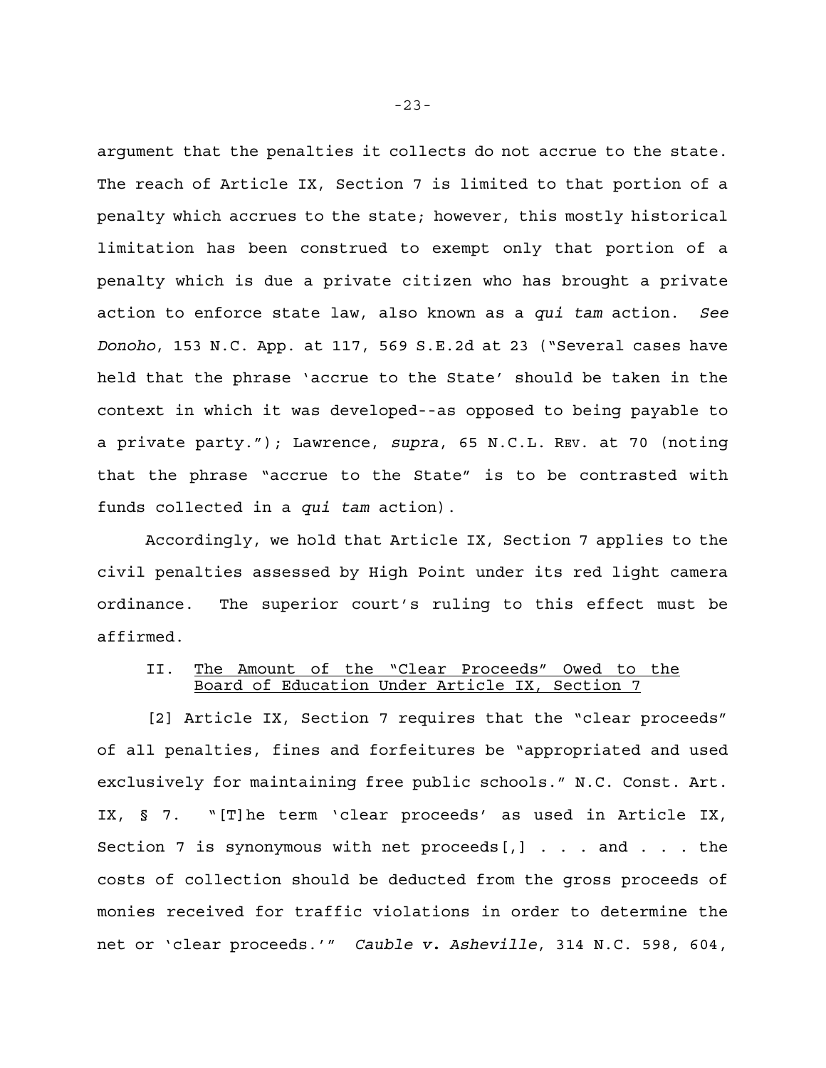argument that the penalties it collects do not accrue to the state. The reach of Article IX, Section 7 is limited to that portion of a penalty which accrues to the state; however, this mostly historical limitation has been construed to exempt only that portion of a penalty which is due a private citizen who has brought a private action to enforce state law, also known as a *qui tam* action. *See Donoho*, 153 N.C. App. at 117, 569 S.E.2d at 23 ("Several cases have held that the phrase 'accrue to the State' should be taken in the context in which it was developed--as opposed to being payable to a private party."); Lawrence, *supra*, 65 N.C.L. REV. at 70 (noting that the phrase "accrue to the State" is to be contrasted with funds collected in a *qui tam* action).

Accordingly, we hold that Article IX, Section 7 applies to the civil penalties assessed by High Point under its red light camera ordinance. The superior court's ruling to this effect must be affirmed.

## II. The Amount of the "Clear Proceeds" Owed to the Board of Education Under Article IX, Section 7

[2] Article IX, Section 7 requires that the "clear proceeds" of all penalties, fines and forfeitures be "appropriated and used exclusively for maintaining free public schools." N.C. Const. Art. IX, § 7. "[T]he term 'clear proceeds' as used in Article IX, Section 7 is synonymous with net proceeds[,] . . . and . . . the costs of collection should be deducted from the gross proceeds of monies received for traffic violations in order to determine the net or 'clear proceeds.'" *Cauble v. Asheville*, 314 N.C. 598, 604,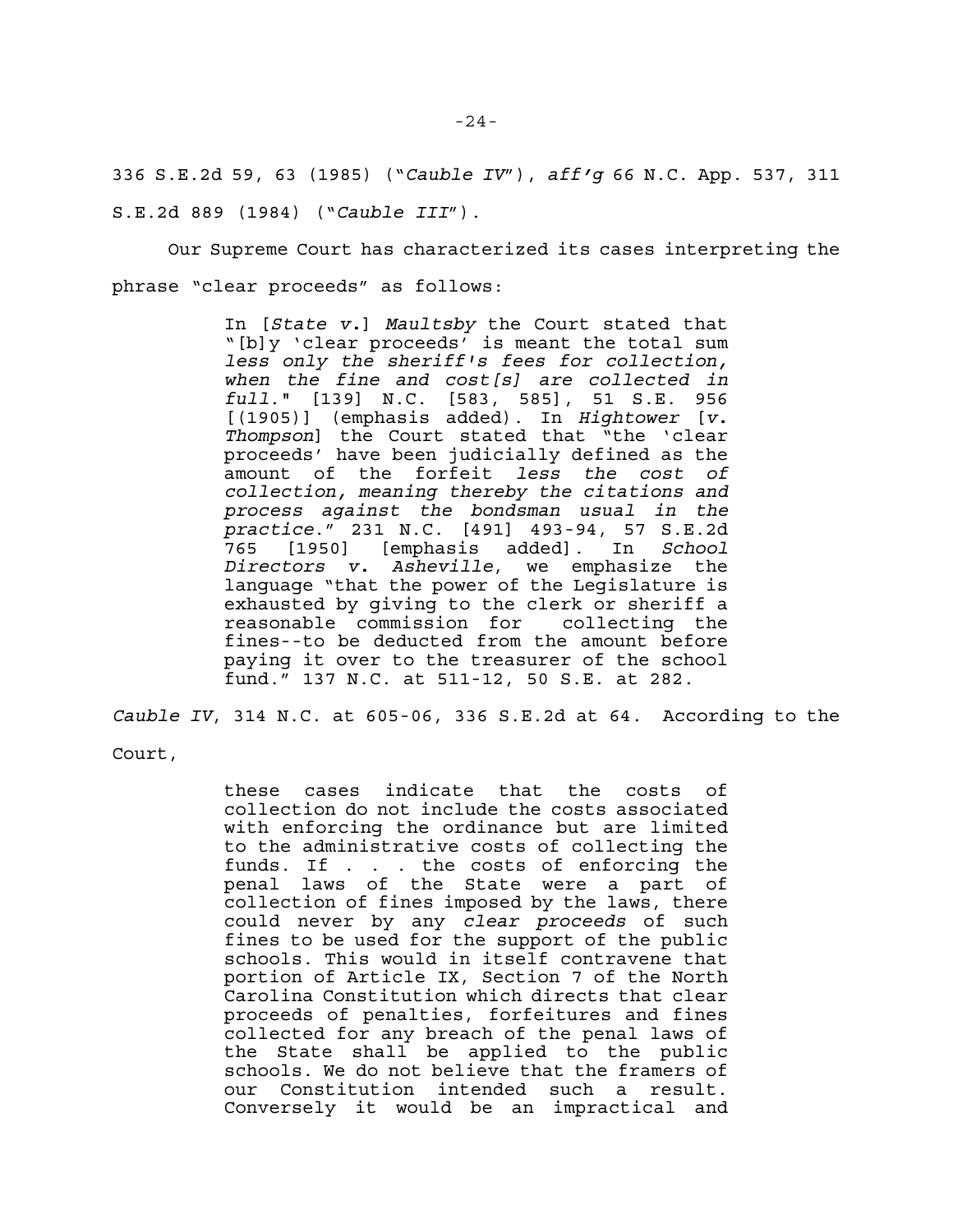336 S.E.2d 59, 63 (1985) ("*Cauble IV*"), *aff'g* 66 N.C. App. 537, 311 S.E.2d 889 (1984) ("*Cauble III*").

Our Supreme Court has characterized its cases interpreting the phrase "clear proceeds" as follows:

> In [*State v.*] *Maultsby* the Court stated that "[b]y 'clear proceeds' is meant the total sum *less only the sheriff's fees for collection, when the fine and cost[s] are collected in full*." [139] N.C. [583, 585], 51 S.E. 956 [(1905)] (emphasis added). In *Hightower* [*v. Thompson*] the Court stated that "the 'clear proceeds' have been judicially defined as the amount of the forfeit *less the cost of collection, meaning thereby the citations and process against the bondsman usual in the practice*." 231 N.C. [491] 493-94, 57 S.E.2d 765 [1950] [emphasis added]. In *School Directors v. Asheville*, we emphasize the language "that the power of the Legislature is exhausted by giving to the clerk or sheriff a reasonable commission for collecting the fines--to be deducted from the amount before paying it over to the treasurer of the school fund." 137 N.C. at 511-12, 50 S.E. at 282.

*Cauble IV*, 314 N.C. at 605-06, 336 S.E.2d at 64. According to the Court,

> these cases indicate that the costs of collection do not include the costs associated with enforcing the ordinance but are limited to the administrative costs of collecting the funds. If . . . the costs of enforcing the penal laws of the State were a part of collection of fines imposed by the laws, there could never by any *clear proceeds* of such fines to be used for the support of the public schools. This would in itself contravene that portion of Article IX, Section 7 of the North Carolina Constitution which directs that clear proceeds of penalties, forfeitures and fines collected for any breach of the penal laws of the State shall be applied to the public schools. We do not believe that the framers of our Constitution intended such a result. Conversely it would be an impractical and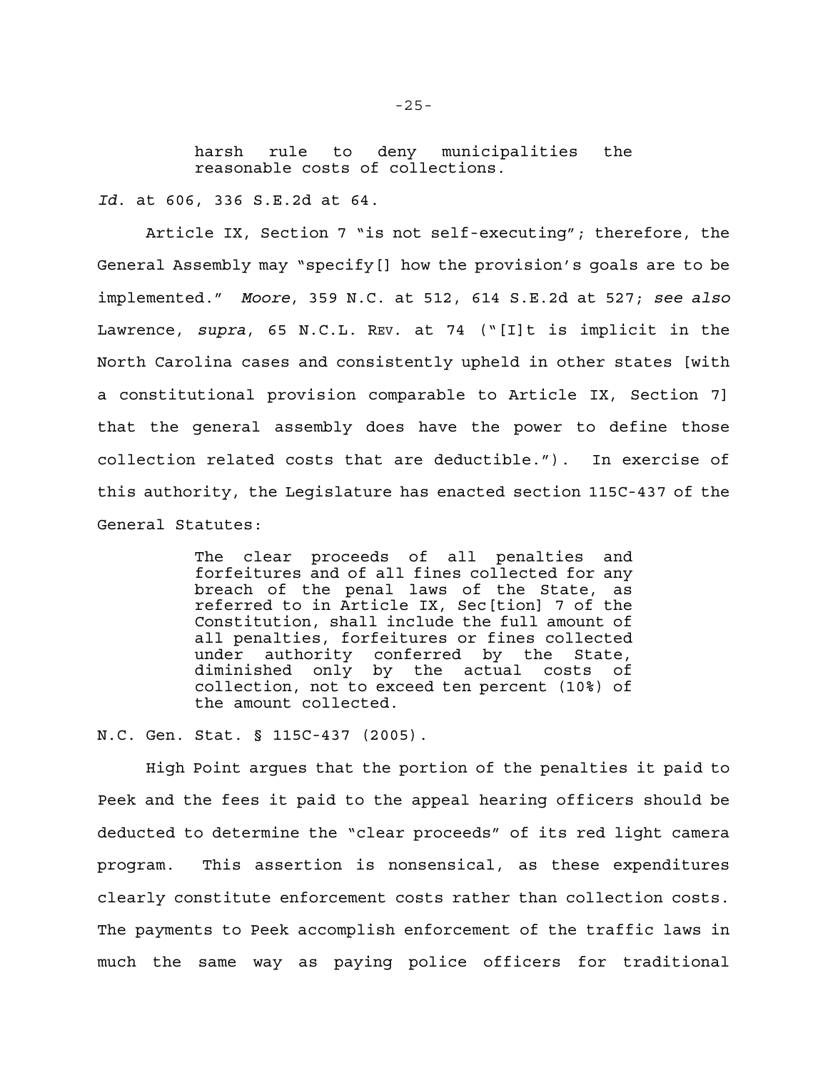> harsh rule to deny municipalities the reasonable costs of collections.

*Id.* at 606, 336 S.E.2d at 64.

Article IX, Section 7 "is not self-executing"; therefore, the General Assembly may "specify[] how the provision's goals are to be implemented." *Moore*, 359 N.C. at 512, 614 S.E.2d at 527; *see also* Lawrence, *supra*, 65 N.C.L. REV. at 74 ("[I]t is implicit in the North Carolina cases and consistently upheld in other states [with a constitutional provision comparable to Article IX, Section 7] that the general assembly does have the power to define those collection related costs that are deductible."). In exercise of this authority, the Legislature has enacted section 115C-437 of the General Statutes:

> The clear proceeds of all penalties and forfeitures and of all fines collected for any breach of the penal laws of the State, as referred to in Article IX, Sec[tion] 7 of the Constitution, shall include the full amount of all penalties, forfeitures or fines collected under authority conferred by the State, diminished only by the actual costs of collection, not to exceed ten percent (10%) of the amount collected.

N.C. Gen. Stat. § 115C-437 (2005).

High Point argues that the portion of the penalties it paid to Peek and the fees it paid to the appeal hearing officers should be deducted to determine the "clear proceeds" of its red light camera program. This assertion is nonsensical, as these expenditures clearly constitute enforcement costs rather than collection costs. The payments to Peek accomplish enforcement of the traffic laws in much the same way as paying police officers for traditional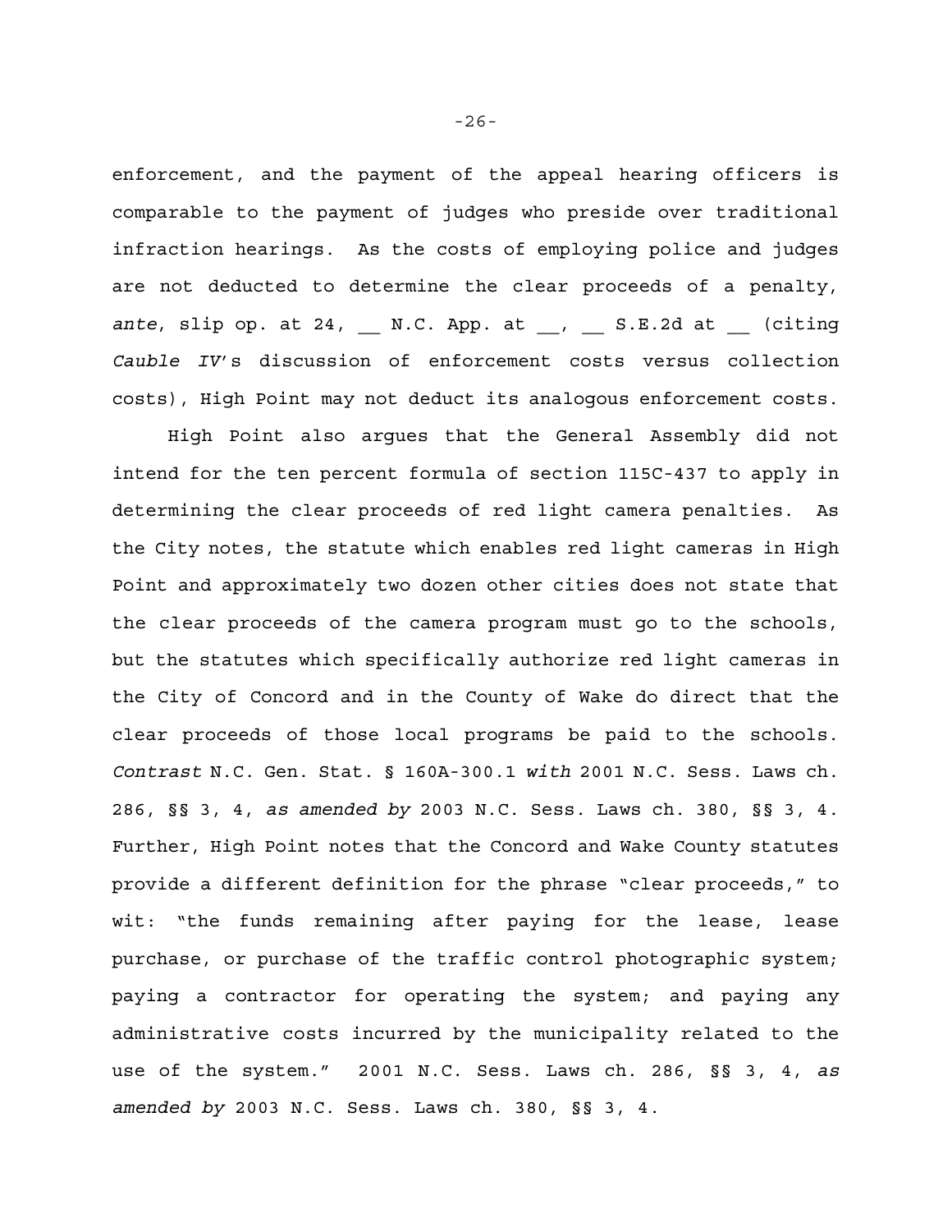enforcement, and the payment of the appeal hearing officers is comparable to the payment of judges who preside over traditional infraction hearings. As the costs of employing police and judges are not deducted to determine the clear proceeds of a penalty, *ante*, slip op. at 24, __ N.C. App. at __, __ S.E.2d at __ (citing *Cauble IV*'s discussion of enforcement costs versus collection costs), High Point may not deduct its analogous enforcement costs.

High Point also argues that the General Assembly did not intend for the ten percent formula of section 115C-437 to apply in determining the clear proceeds of red light camera penalties. As the City notes, the statute which enables red light cameras in High Point and approximately two dozen other cities does not state that the clear proceeds of the camera program must go to the schools, but the statutes which specifically authorize red light cameras in the City of Concord and in the County of Wake do direct that the clear proceeds of those local programs be paid to the schools. *Contrast* N.C. Gen. Stat. § 160A-300.1 *with* 2001 N.C. Sess. Laws ch. 286, §§ 3, 4, *as amended by* 2003 N.C. Sess. Laws ch. 380, §§ 3, 4. Further, High Point notes that the Concord and Wake County statutes provide a different definition for the phrase "clear proceeds," to wit: "the funds remaining after paying for the lease, lease purchase, or purchase of the traffic control photographic system; paying a contractor for operating the system; and paying any administrative costs incurred by the municipality related to the use of the system." 2001 N.C. Sess. Laws ch. 286, §§ 3, 4, *as amended by* 2003 N.C. Sess. Laws ch. 380, §§ 3, 4.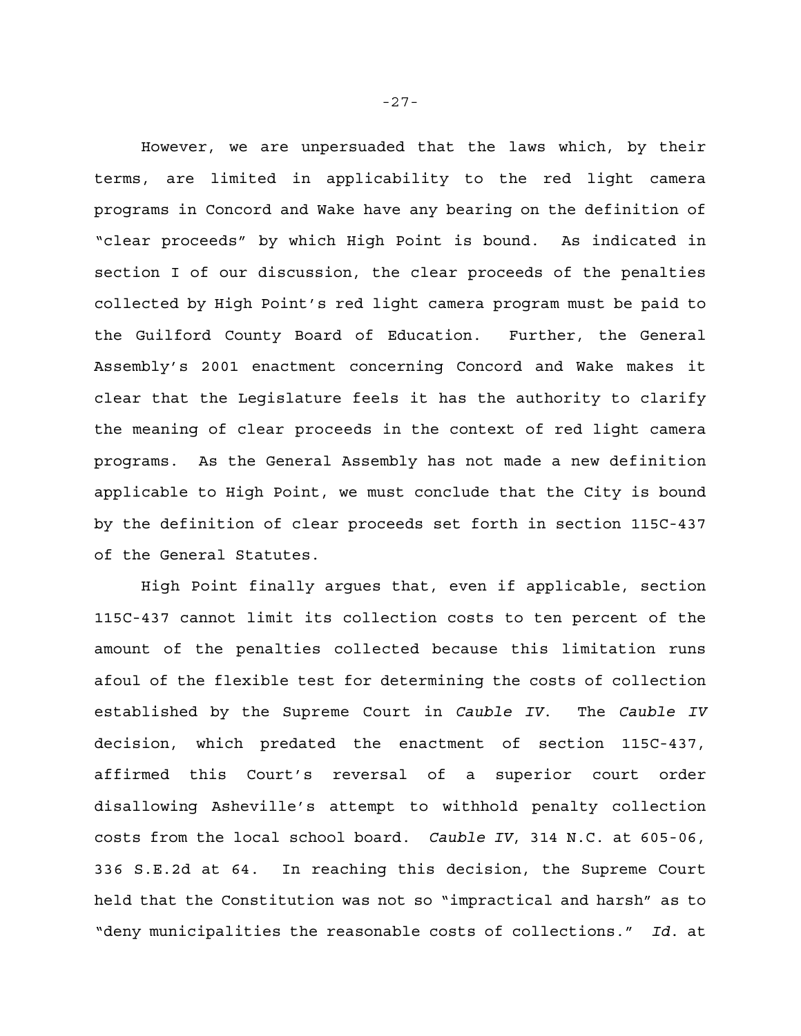However, we are unpersuaded that the laws which, by their terms, are limited in applicability to the red light camera programs in Concord and Wake have any bearing on the definition of "clear proceeds" by which High Point is bound. As indicated in section I of our discussion, the clear proceeds of the penalties collected by High Point's red light camera program must be paid to the Guilford County Board of Education. Further, the General Assembly's 2001 enactment concerning Concord and Wake makes it clear that the Legislature feels it has the authority to clarify the meaning of clear proceeds in the context of red light camera programs. As the General Assembly has not made a new definition applicable to High Point, we must conclude that the City is bound by the definition of clear proceeds set forth in section 115C-437 of the General Statutes.

High Point finally argues that, even if applicable, section 115C-437 cannot limit its collection costs to ten percent of the amount of the penalties collected because this limitation runs afoul of the flexible test for determining the costs of collection established by the Supreme Court in *Cauble IV*. The *Cauble IV* decision, which predated the enactment of section 115C-437, affirmed this Court's reversal of a superior court order disallowing Asheville's attempt to withhold penalty collection costs from the local school board. *Cauble IV*, 314 N.C. at 605-06, 336 S.E.2d at 64. In reaching this decision, the Supreme Court held that the Constitution was not so "impractical and harsh" as to "deny municipalities the reasonable costs of collections." *Id.* at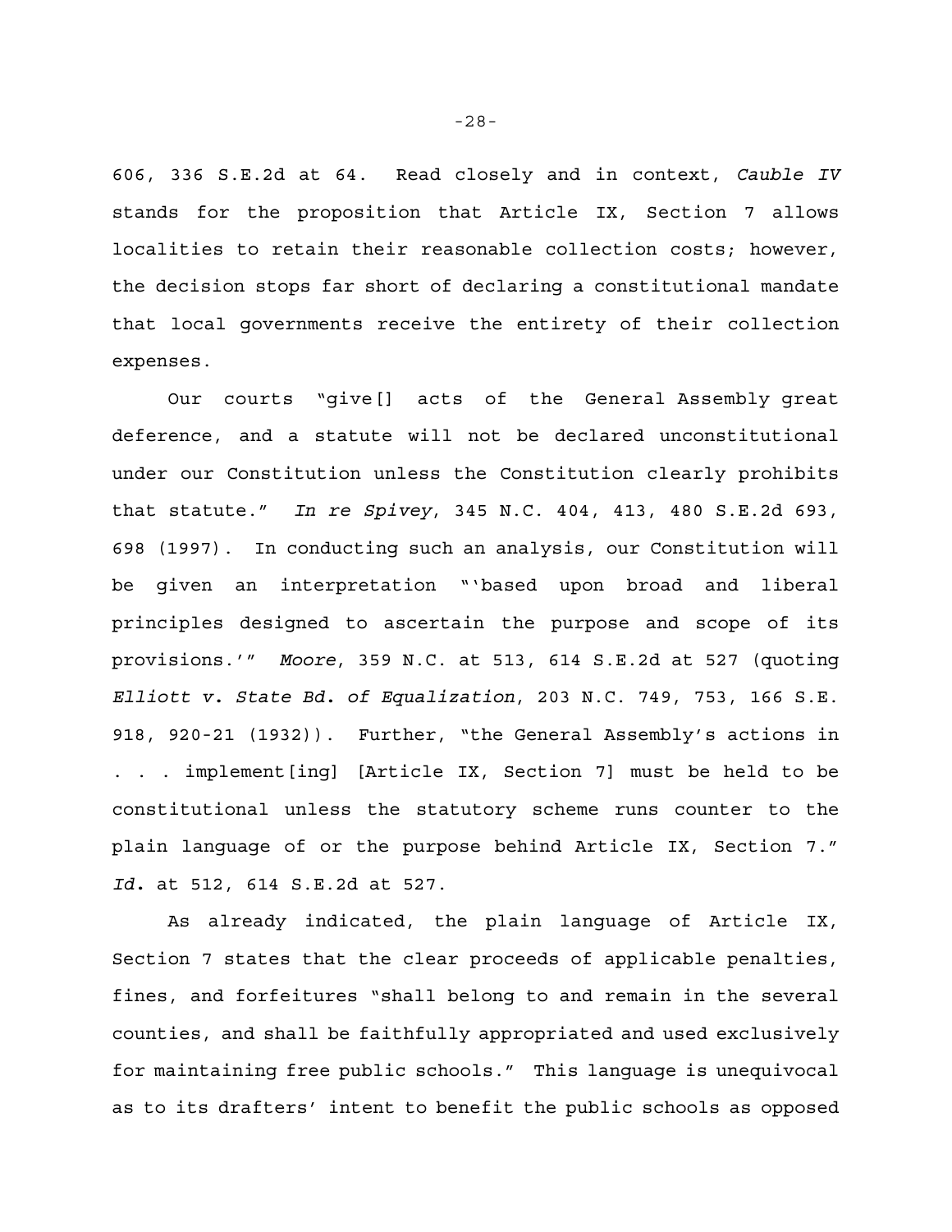606, 336 S.E.2d at 64. Read closely and in context, *Cauble IV* stands for the proposition that Article IX, Section 7 allows localities to retain their reasonable collection costs; however, the decision stops far short of declaring a constitutional mandate that local governments receive the entirety of their collection expenses.

Our courts "give[] acts of the General Assembly great deference, and a statute will not be declared unconstitutional under our Constitution unless the Constitution clearly prohibits that statute." *In re Spivey*, 345 N.C. 404, 413, 480 S.E.2d 693, 698 (1997). In conducting such an analysis, our Constitution will be given an interpretation "'based upon broad and liberal principles designed to ascertain the purpose and scope of its provisions.'" *Moore*, 359 N.C. at 513, 614 S.E.2d at 527 (quoting *Elliott v. State Bd. of Equalization*, 203 N.C. 749, 753, 166 S.E. 918, 920-21 (1932)). Further, "the General Assembly's actions in . . . implement[ing] [Article IX, Section 7] must be held to be constitutional unless the statutory scheme runs counter to the plain language of or the purpose behind Article IX, Section 7." *Id.* at 512, 614 S.E.2d at 527.

As already indicated, the plain language of Article IX, Section 7 states that the clear proceeds of applicable penalties, fines, and forfeitures "shall belong to and remain in the several counties, and shall be faithfully appropriated and used exclusively for maintaining free public schools." This language is unequivocal as to its drafters' intent to benefit the public schools as opposed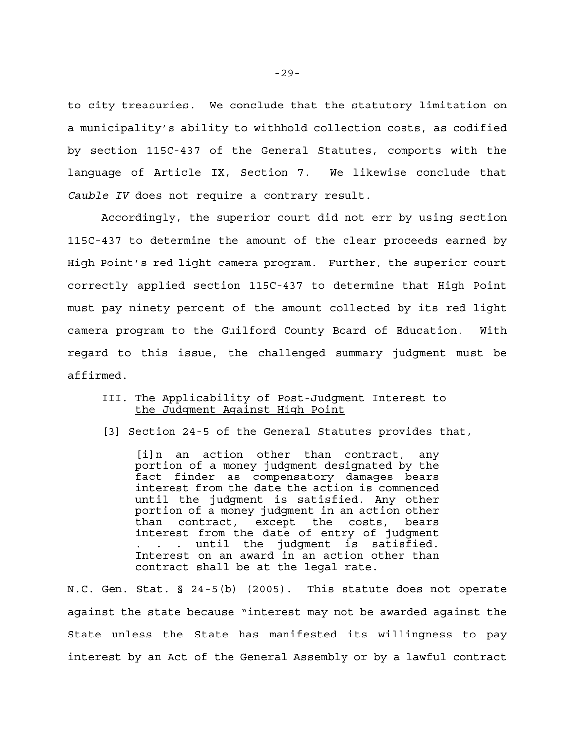to city treasuries. We conclude that the statutory limitation on a municipality's ability to withhold collection costs, as codified by section 115C-437 of the General Statutes, comports with the language of Article IX, Section 7. We likewise conclude that *Cauble IV* does not require a contrary result.

Accordingly, the superior court did not err by using section 115C-437 to determine the amount of the clear proceeds earned by High Point's red light camera program. Further, the superior court correctly applied section 115C-437 to determine that High Point must pay ninety percent of the amount collected by its red light camera program to the Guilford County Board of Education. With regard to this issue, the challenged summary judgment must be affirmed.

### III. <u>The Applicability of Post-Judgment Interest to the Judgment Against High Point</u>

[3] Section 24-5 of the General Statutes provides that,

> [i]n an action other than contract, any portion of a money judgment designated by the fact finder as compensatory damages bears interest from the date the action is commenced until the judgment is satisfied. Any other portion of a money judgment in an action other than contract, except the costs, bears interest from the date of entry of judgment . . . until the judgment is satisfied. Interest on an award in an action other than contract shall be at the legal rate.

N.C. Gen. Stat. § 24-5(b) (2005). This statute does not operate against the state because "interest may not be awarded against the State unless the State has manifested its willingness to pay interest by an Act of the General Assembly or by a lawful contract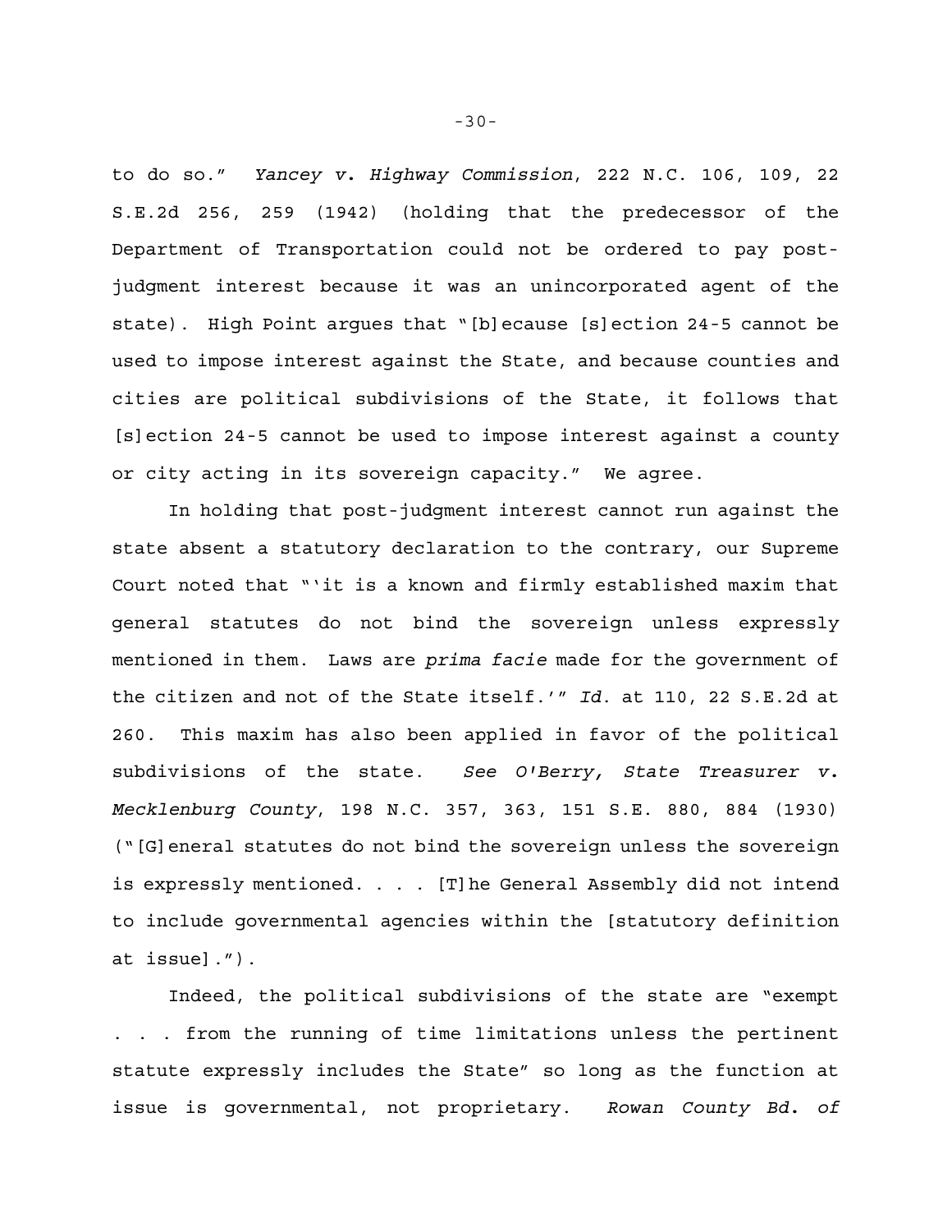to do so." *Yancey v. Highway Commission*, 222 N.C. 106, 109, 22 S.E.2d 256, 259 (1942) (holding that the predecessor of the Department of Transportation could not be ordered to pay post-judgment interest because it was an unincorporated agent of the state). High Point argues that "[b]ecause [s]ection 24-5 cannot be used to impose interest against the State, and because counties and cities are political subdivisions of the State, it follows that [s]ection 24-5 cannot be used to impose interest against a county or city acting in its sovereign capacity." We agree.

In holding that post-judgment interest cannot run against the state absent a statutory declaration to the contrary, our Supreme Court noted that "'it is a known and firmly established maxim that general statutes do not bind the sovereign unless expressly mentioned in them. Laws are *prima facie* made for the government of the citizen and not of the State itself.'" *Id.* at 110, 22 S.E.2d at 260. This maxim has also been applied in favor of the political subdivisions of the state. *See O'Berry, State Treasurer v. Mecklenburg County*, 198 N.C. 357, 363, 151 S.E. 880, 884 (1930) ("[G]eneral statutes do not bind the sovereign unless the sovereign is expressly mentioned. . . . [T]he General Assembly did not intend to include governmental agencies within the [statutory definition at issue].").

Indeed, the political subdivisions of the state are "exempt . . . from the running of time limitations unless the pertinent statute expressly includes the State" so long as the function at issue is governmental, not proprietary. *Rowan County Bd. of*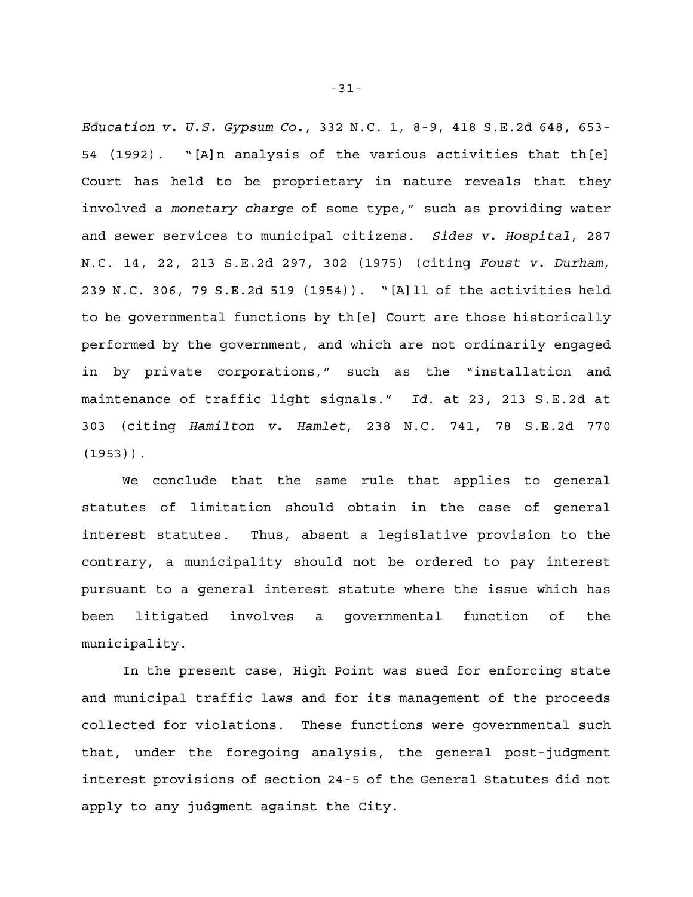*Education v. U.S. Gypsum Co.*, 332 N.C. 1, 8-9, 418 S.E.2d 648, 653-54 (1992). "[A]n analysis of the various activities that th[e] Court has held to be proprietary in nature reveals that they involved a *monetary charge* of some type," such as providing water and sewer services to municipal citizens. *Sides v. Hospital*, 287 N.C. 14, 22, 213 S.E.2d 297, 302 (1975) (citing *Foust v. Durham*, 239 N.C. 306, 79 S.E.2d 519 (1954)). "[A]ll of the activities held to be governmental functions by th[e] Court are those historically performed by the government, and which are not ordinarily engaged in by private corporations," such as the "installation and maintenance of traffic light signals." *Id.* at 23, 213 S.E.2d at 303 (citing *Hamilton v. Hamlet*, 238 N.C. 741, 78 S.E.2d 770 (1953)).

We conclude that the same rule that applies to general statutes of limitation should obtain in the case of general interest statutes. Thus, absent a legislative provision to the contrary, a municipality should not be ordered to pay interest pursuant to a general interest statute where the issue which has been litigated involves a governmental function of the municipality.

In the present case, High Point was sued for enforcing state and municipal traffic laws and for its management of the proceeds collected for violations. These functions were governmental such that, under the foregoing analysis, the general post-judgment interest provisions of section 24-5 of the General Statutes did not apply to any judgment against the City.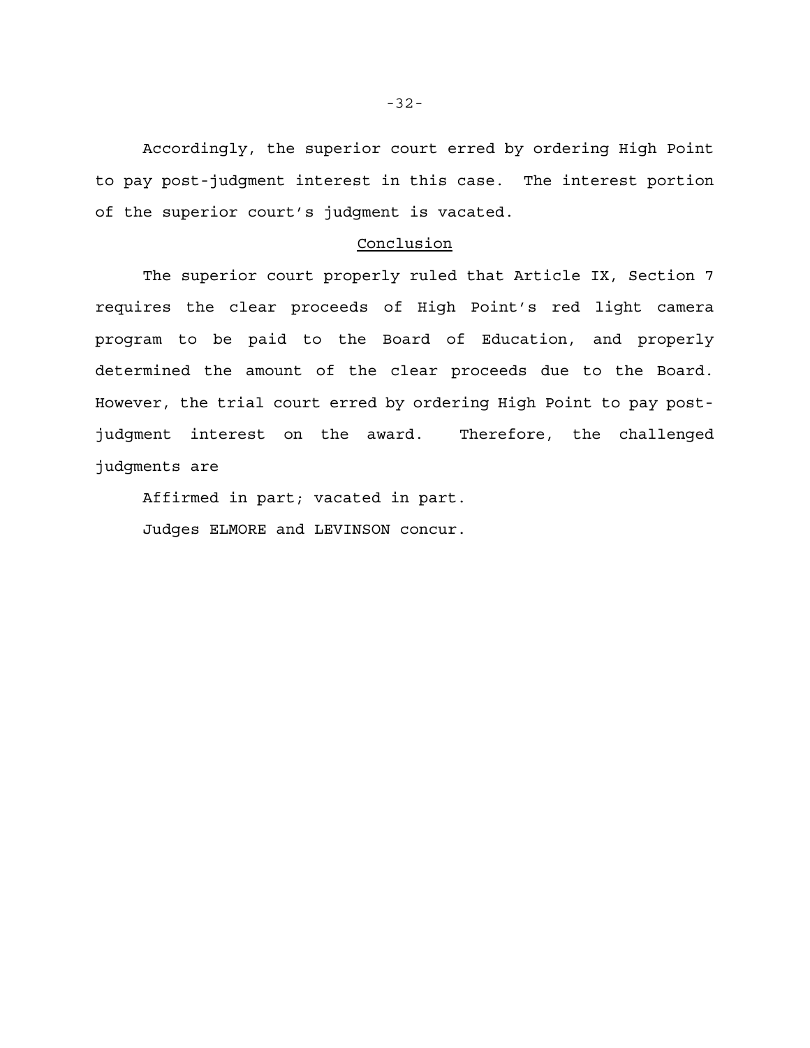Accordingly, the superior court erred by ordering High Point to pay post-judgment interest in this case. The interest portion of the superior court's judgment is vacated.

## Conclusion

The superior court properly ruled that Article IX, Section 7 requires the clear proceeds of High Point's red light camera program to be paid to the Board of Education, and properly determined the amount of the clear proceeds due to the Board. However, the trial court erred by ordering High Point to pay post-judgment interest on the award. Therefore, the challenged judgments are

Affirmed in part; vacated in part.

Judges ELMORE and LEVINSON concur.